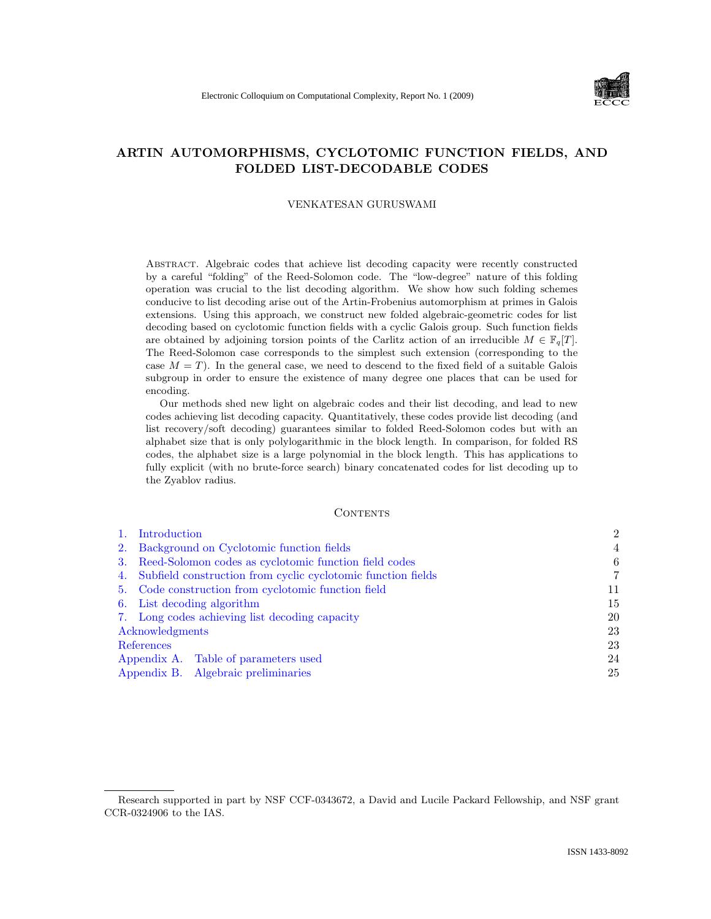# ARTIN AUTOMORPHISMS, CYCLOTOMIC FUNCTION FIELDS, AND FOLDED LIST-DECODABLE CODES

VENKATESAN GURUSWAMI

Abstract. Algebraic codes that achieve list decoding capacity were recently constructed by a careful "folding" of the Reed-Solomon code. The "low-degree" nature of this folding operation was crucial to the list decoding algorithm. We show how such folding schemes conducive to list decoding arise out of the Artin-Frobenius automorphism at primes in Galois extensions. Using this approach, we construct new folded algebraic-geometric codes for list decoding based on cyclotomic function fields with a cyclic Galois group. Such function fields are obtained by adjoining torsion points of the Carlitz action of an irreducible $M \in \mathbb{F}_q[T]$. The Reed-Solomon case corresponds to the simplest such extension (corresponding to the case $M = T$). In the general case, we need to descend to the fixed field of a suitable Galois subgroup in order to ensure the existence of many degree one places that can be used for encoding.

Our methods shed new light on algebraic codes and their list decoding, and lead to new codes achieving list decoding capacity. Quantitatively, these codes provide list decoding (and list recovery/soft decoding) guarantees similar to folded Reed-Solomon codes but with an alphabet size that is only polylogarithmic in the block length. In comparison, for folded RS codes, the alphabet size is a large polynomial in the block length. This has applications to fully explicit (with no brute-force search) binary concatenated codes for list decoding up to the Zyablov radius.

## Contents

| | |
|---|---|
| 1. Introduction | 2 |
| 2. Background on Cyclotomic function fields | 4 |
| 3. Reed-Solomon codes as cyclotomic function field codes | 6 |
| 4. Subfield construction from cyclic cyclotomic function fields | 7 |
| 5. Code construction from cyclotomic function field | 11 |
| 6. List decoding algorithm | 15 |
| 7. Long codes achieving list decoding capacity | 20 |
| Acknowledgments | 23 |
| References | 23 |
| Appendix A. Table of parameters used | 24 |
| Appendix B. Algebraic preliminaries | 25 |

Research supported in part by NSF CCF-0343672, a David and Lucile Packard Fellowship, and NSF grant CCR-0324906 to the IAS.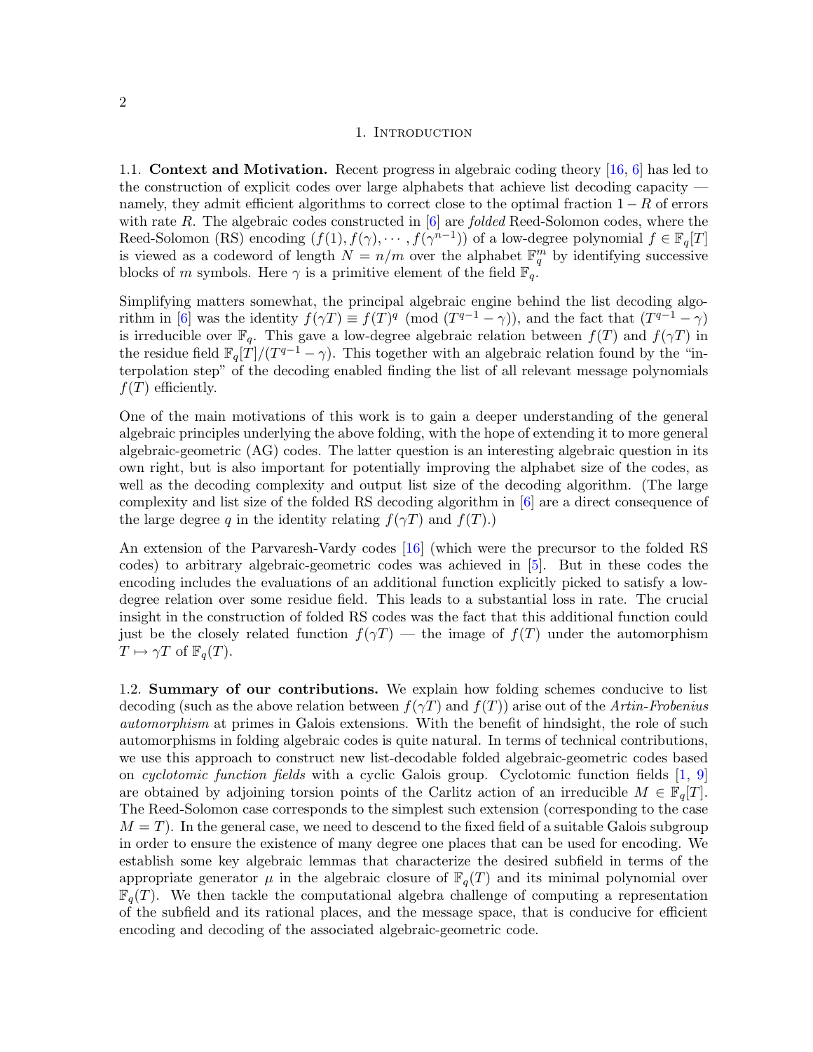## 1. Introduction

1.1. **Context and Motivation.** Recent progress in algebraic coding theory [16, 6] has led to the construction of explicit codes over large alphabets that achieve list decoding capacity — namely, they admit efficient algorithms to correct close to the optimal fraction $1 - R$ of errors with rate $R$. The algebraic codes constructed in [6] are *folded* Reed-Solomon codes, where the Reed-Solomon (RS) encoding $(f(1), f(\gamma), \cdots, f(\gamma^{n-1}))$ of a low-degree polynomial $f \in \mathbb{F}_q[T]$ is viewed as a codeword of length $N = n/m$ over the alphabet $\mathbb{F}_q^m$ by identifying successive blocks of $m$ symbols. Here $\gamma$ is a primitive element of the field $\mathbb{F}_q$.

Simplifying matters somewhat, the principal algebraic engine behind the list decoding algorithm in [6] was the identity $f(\gamma T) \equiv f(T)^q \pmod{(T^{q-1} - \gamma)}$, and the fact that $(T^{q-1} - \gamma)$ is irreducible over $\mathbb{F}_q$. This gave a low-degree algebraic relation between $f(T)$ and $f(\gamma T)$ in the residue field $\mathbb{F}_q[T]/(T^{q-1} - \gamma)$. This together with an algebraic relation found by the "interpolation step" of the decoding enabled finding the list of all relevant message polynomials $f(T)$ efficiently.

One of the main motivations of this work is to gain a deeper understanding of the general algebraic principles underlying the above folding, with the hope of extending it to more general algebraic-geometric (AG) codes. The latter question is an interesting algebraic question in its own right, but is also important for potentially improving the alphabet size of the codes, as well as the decoding complexity and output list size of the decoding algorithm. (The large complexity and list size of the folded RS decoding algorithm in [6] are a direct consequence of the large degree $q$ in the identity relating $f(\gamma T)$ and $f(T)$.)

An extension of the Parvaresh-Vardy codes [16] (which were the precursor to the folded RS codes) to arbitrary algebraic-geometric codes was achieved in [5]. But in these codes the encoding includes the evaluations of an additional function explicitly picked to satisfy a low-degree relation over some residue field. This leads to a substantial loss in rate. The crucial insight in the construction of folded RS codes was the fact that this additional function could just be the closely related function $f(\gamma T)$ — the image of $f(T)$ under the automorphism $T \mapsto \gamma T$ of $\mathbb{F}_q(T)$.

1.2. **Summary of our contributions.** We explain how folding schemes conducive to list decoding (such as the above relation between $f(\gamma T)$ and $f(T)$) arise out of the *Artin-Frobenius automorphism* at primes in Galois extensions. With the benefit of hindsight, the role of such automorphisms in folding algebraic codes is quite natural. In terms of technical contributions, we use this approach to construct new list-decodable folded algebraic-geometric codes based on *cyclotomic function fields* with a cyclic Galois group. Cyclotomic function fields [1, 9] are obtained by adjoining torsion points of the Carlitz action of an irreducible $M \in \mathbb{F}_q[T]$. The Reed-Solomon case corresponds to the simplest such extension (corresponding to the case $M = T$). In the general case, we need to descend to the fixed field of a suitable Galois subgroup in order to ensure the existence of many degree one places that can be used for encoding. We establish some key algebraic lemmas that characterize the desired subfield in terms of the appropriate generator $\mu$ in the algebraic closure of $\mathbb{F}_q(T)$ and its minimal polynomial over $\mathbb{F}_q(T)$. We then tackle the computational algebra challenge of computing a representation of the subfield and its rational places, and the message space, that is conducive for efficient encoding and decoding of the associated algebraic-geometric code.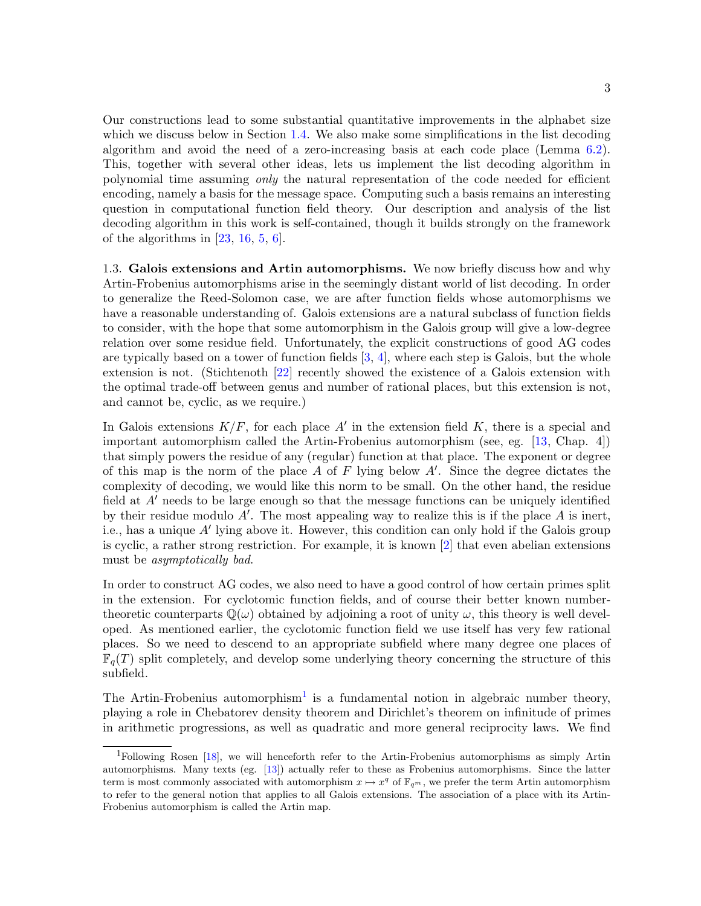Our constructions lead to some substantial quantitative improvements in the alphabet size which we discuss below in Section 1.4. We also make some simplifications in the list decoding algorithm and avoid the need of a zero-increasing basis at each code place (Lemma 6.2). This, together with several other ideas, lets us implement the list decoding algorithm in polynomial time assuming *only* the natural representation of the code needed for efficient encoding, namely a basis for the message space. Computing such a basis remains an interesting question in computational function field theory. Our description and analysis of the list decoding algorithm in this work is self-contained, though it builds strongly on the framework of the algorithms in [23, 16, 5, 6].

1.3. **Galois extensions and Artin automorphisms.** We now briefly discuss how and why Artin-Frobenius automorphisms arise in the seemingly distant world of list decoding. In order to generalize the Reed-Solomon case, we are after function fields whose automorphisms we have a reasonable understanding of. Galois extensions are a natural subclass of function fields to consider, with the hope that some automorphism in the Galois group will give a low-degree relation over some residue field. Unfortunately, the explicit constructions of good AG codes are typically based on a tower of function fields [3, 4], where each step is Galois, but the whole extension is not. (Stichtenoth [22] recently showed the existence of a Galois extension with the optimal trade-off between genus and number of rational places, but this extension is not, and cannot be, cyclic, as we require.)

In Galois extensions $K/F$, for each place $A'$ in the extension field $K$, there is a special and important automorphism called the Artin-Frobenius automorphism (see, eg. [13, Chap. 4]) that simply powers the residue of any (regular) function at that place. The exponent or degree of this map is the norm of the place $A$ of $F$ lying below $A'$. Since the degree dictates the complexity of decoding, we would like this norm to be small. On the other hand, the residue field at $A'$ needs to be large enough so that the message functions can be uniquely identified by their residue modulo $A'$. The most appealing way to realize this is if the place $A$ is inert, i.e., has a unique $A'$ lying above it. However, this condition can only hold if the Galois group is cyclic, a rather strong restriction. For example, it is known [2] that even abelian extensions must be *asymptotically bad*.

In order to construct AG codes, we also need to have a good control of how certain primes split in the extension. For cyclotomic function fields, and of course their better known number-theoretic counterparts $\mathbb{Q}(\omega)$ obtained by adjoining a root of unity $\omega$, this theory is well developed. As mentioned earlier, the cyclotomic function field we use itself has very few rational places. So we need to descend to an appropriate subfield where many degree one places of $\mathbb{F}_q(T)$ split completely, and develop some underlying theory concerning the structure of this subfield.

The Artin-Frobenius automorphism[1] is a fundamental notion in algebraic number theory, playing a role in Chebatorev density theorem and Dirichlet's theorem on infinitude of primes in arithmetic progressions, as well as quadratic and more general reciprocity laws. We find

[1] Following Rosen [18], we will henceforth refer to the Artin-Frobenius automorphisms as simply Artin automorphisms. Many texts (eg. [13]) actually refer to these as Frobenius automorphisms. Since the latter term is most commonly associated with automorphism $x \mapsto x^q$ of $\mathbb{F}_{q^m}$, we prefer the term Artin automorphism to refer to the general notion that applies to all Galois extensions. The association of a place with its Artin-Frobenius automorphism is called the Artin map.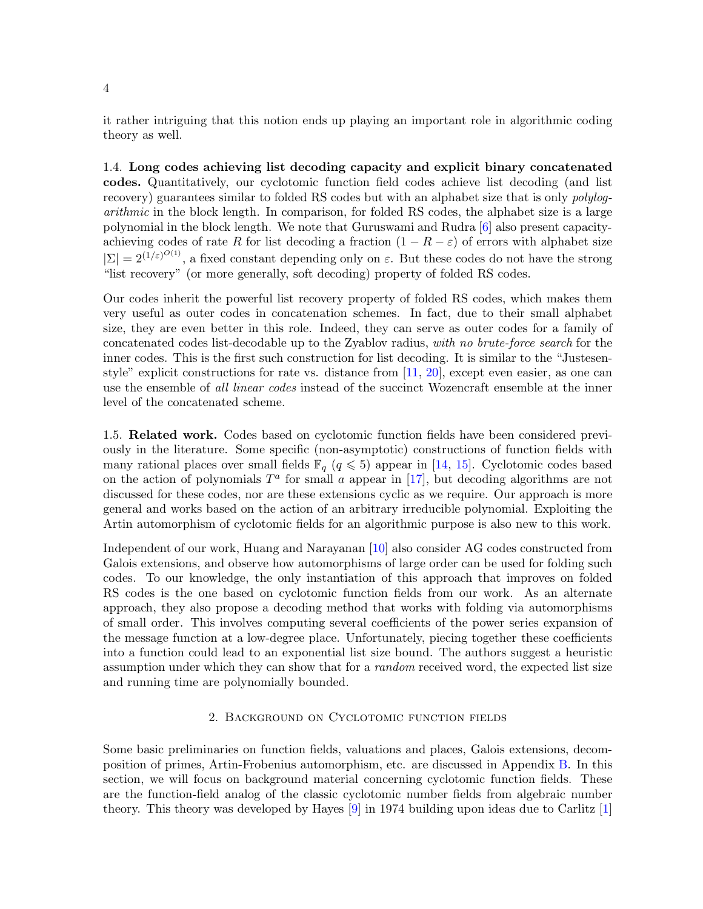it rather intriguing that this notion ends up playing an important role in algorithmic coding theory as well.

1.4. **Long codes achieving list decoding capacity and explicit binary concatenated codes.** Quantitatively, our cyclotomic function field codes achieve list decoding (and list recovery) guarantees similar to folded RS codes but with an alphabet size that is only *polylogarithmic* in the block length. In comparison, for folded RS codes, the alphabet size is a large polynomial in the block length. We note that Guruswami and Rudra [6] also present capacity-achieving codes of rate $R$ for list decoding a fraction $(1 - R - \varepsilon)$ of errors with alphabet size $|\Sigma| = 2^{(1/\varepsilon)^{O(1)}}$, a fixed constant depending only on $\varepsilon$. But these codes do not have the strong "list recovery" (or more generally, soft decoding) property of folded RS codes.

Our codes inherit the powerful list recovery property of folded RS codes, which makes them very useful as outer codes in concatenation schemes. In fact, due to their small alphabet size, they are even better in this role. Indeed, they can serve as outer codes for a family of concatenated codes list-decodable up to the Zyablov radius, *with no brute-force search* for the inner codes. This is the first such construction for list decoding. It is similar to the "Justesen-style" explicit constructions for rate vs. distance from [11, 20], except even easier, as one can use the ensemble of *all linear codes* instead of the succinct Wozencraft ensemble at the inner level of the concatenated scheme.

1.5. **Related work.** Codes based on cyclotomic function fields have been considered previously in the literature. Some specific (non-asymptotic) constructions of function fields with many rational places over small fields $\mathbb{F}_q$ ($q \leqslant 5$) appear in [14, 15]. Cyclotomic codes based on the action of polynomials $T^a$ for small $a$ appear in [17], but decoding algorithms are not discussed for these codes, nor are these extensions cyclic as we require. Our approach is more general and works based on the action of an arbitrary irreducible polynomial. Exploiting the Artin automorphism of cyclotomic fields for an algorithmic purpose is also new to this work.

Independent of our work, Huang and Narayanan [10] also consider AG codes constructed from Galois extensions, and observe how automorphisms of large order can be used for folding such codes. To our knowledge, the only instantiation of this approach that improves on folded RS codes is the one based on cyclotomic function fields from our work. As an alternate approach, they also propose a decoding method that works with folding via automorphisms of small order. This involves computing several coefficients of the power series expansion of the message function at a low-degree place. Unfortunately, piecing together these coefficients into a function could lead to an exponential list size bound. The authors suggest a heuristic assumption under which they can show that for a *random* received word, the expected list size and running time are polynomially bounded.

## 2. Background on Cyclotomic function fields

Some basic preliminaries on function fields, valuations and places, Galois extensions, decomposition of primes, Artin-Frobenius automorphism, etc. are discussed in Appendix B. In this section, we will focus on background material concerning cyclotomic function fields. These are the function-field analog of the classic cyclotomic number fields from algebraic number theory. This theory was developed by Hayes [9] in 1974 building upon ideas due to Carlitz [1]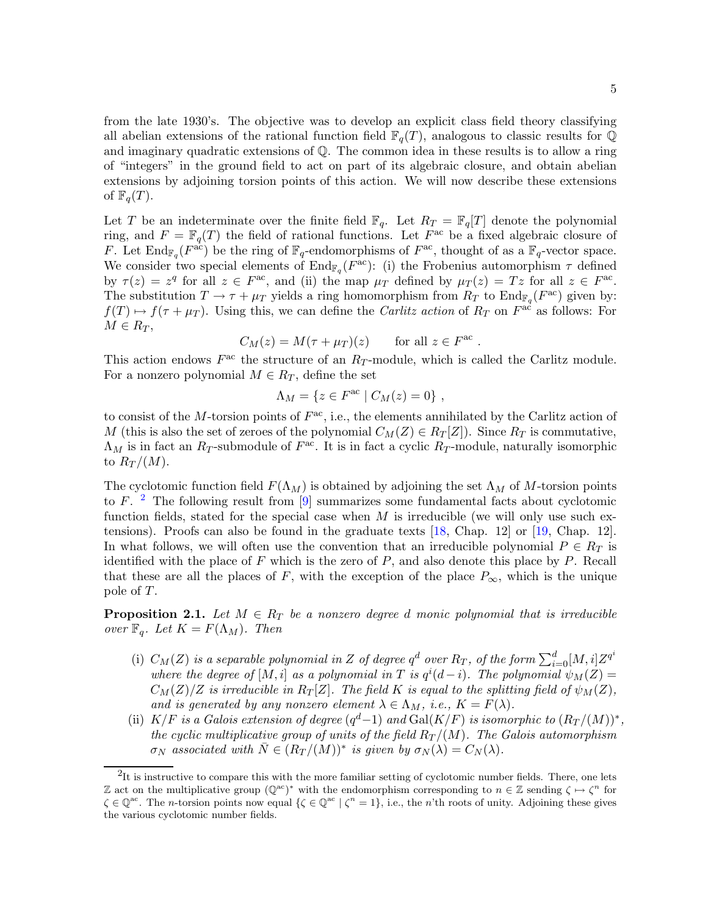from the late 1930's. The objective was to develop an explicit class field theory classifying all abelian extensions of the rational function field $\mathbb{F}_q(T)$, analogous to classic results for $\mathbb{Q}$ and imaginary quadratic extensions of $\mathbb{Q}$. The common idea in these results is to allow a ring of "integers" in the ground field to act on part of its algebraic closure, and obtain abelian extensions by adjoining torsion points of this action. We will now describe these extensions of $\mathbb{F}_q(T)$.

Let $T$ be an indeterminate over the finite field $\mathbb{F}_q$. Let $R_T = \mathbb{F}_q[T]$ denote the polynomial ring, and $F = \mathbb{F}_q(T)$ the field of rational functions. Let $F^{\mathrm{ac}}$ be a fixed algebraic closure of $F$. Let $\mathrm{End}_{\mathbb{F}_q}(F^{\mathrm{ac}})$ be the ring of $\mathbb{F}_q$-endomorphisms of $F^{\mathrm{ac}}$, thought of as a $\mathbb{F}_q$-vector space. We consider two special elements of $\mathrm{End}_{\mathbb{F}_q}(F^{\mathrm{ac}})$: (i) the Frobenius automorphism $\tau$ defined by $\tau(z) = z^q$ for all $z \in F^{\mathrm{ac}}$, and (ii) the map $\mu_T$ defined by $\mu_T(z) = Tz$ for all $z \in F^{\mathrm{ac}}$. The substitution $T \to \tau + \mu_T$ yields a ring homomorphism from $R_T$ to $\mathrm{End}_{\mathbb{F}_q}(F^{\mathrm{ac}})$ given by: $f(T) \mapsto f(\tau + \mu_T)$. Using this, we can define the *Carlitz action* of $R_T$ on $F^{\mathrm{ac}}$ as follows: For $M \in R_T$,

$$C_M(z) = M(\tau + \mu_T)(z) \qquad \text{for all } z \in F^{\mathrm{ac}} .$$

This action endows $F^{\mathrm{ac}}$ the structure of an $R_T$-module, which is called the Carlitz module. For a nonzero polynomial $M \in R_T$, define the set

$$\Lambda_M = \{z \in F^{\mathrm{ac}} \mid C_M(z) = 0\} ,$$

to consist of the $M$-torsion points of $F^{\mathrm{ac}}$, i.e., the elements annihilated by the Carlitz action of $M$ (this is also the set of zeroes of the polynomial $C_M(Z) \in R_T[Z]$). Since $R_T$ is commutative, $\Lambda_M$ is in fact an $R_T$-submodule of $F^{\mathrm{ac}}$. It is in fact a cyclic $R_T$-module, naturally isomorphic to $R_T/(M)$.

The cyclotomic function field $F(\Lambda_M)$ is obtained by adjoining the set $\Lambda_M$ of $M$-torsion points to $F$. [2] The following result from [9] summarizes some fundamental facts about cyclotomic function fields, stated for the special case when $M$ is irreducible (we will only use such extensions). Proofs can also be found in the graduate texts [18, Chap. 12] or [19, Chap. 12]. In what follows, we will often use the convention that an irreducible polynomial $P \in R_T$ is identified with the place of $F$ which is the zero of $P$, and also denote this place by $P$. Recall that these are all the places of $F$, with the exception of the place $P_\infty$, which is the unique pole of $T$.

**Proposition 2.1.** *Let $M \in R_T$ be a nonzero degree $d$ monic polynomial that is irreducible over $\mathbb{F}_q$. Let $K = F(\Lambda_M)$. Then*

- (i) *$C_M(Z)$ is a separable polynomial in $Z$ of degree $q^d$ over $R_T$, of the form $\sum_{i=0}^{d}[M,i]Z^{q^i}$ where the degree of $[M,i]$ as a polynomial in $T$ is $q^i(d-i)$. The polynomial $\psi_M(Z) = C_M(Z)/Z$ is irreducible in $R_T[Z]$. The field $K$ is equal to the splitting field of $\psi_M(Z)$, and is generated by any nonzero element $\lambda \in \Lambda_M$, i.e., $K = F(\lambda)$.*
- (ii) *$K/F$ is a Galois extension of degree $(q^d-1)$ and $\mathrm{Gal}(K/F)$ is isomorphic to $(R_T/(M))^*$, the cyclic multiplicative group of units of the field $R_T/(M)$. The Galois automorphism $\sigma_N$ associated with $\bar{N} \in (R_T/(M))^*$ is given by $\sigma_N(\lambda) = C_N(\lambda)$.*

[2] It is instructive to compare this with the more familiar setting of cyclotomic number fields. There, one lets $\mathbb{Z}$ act on the multiplicative group $(\mathbb{Q}^{\mathrm{ac}})^*$ with the endomorphism corresponding to $n \in \mathbb{Z}$ sending $\zeta \mapsto \zeta^n$ for $\zeta \in \mathbb{Q}^{\mathrm{ac}}$. The $n$-torsion points now equal $\{\zeta \in \mathbb{Q}^{\mathrm{ac}} \mid \zeta^n = 1\}$, i.e., the $n$'th roots of unity. Adjoining these gives the various cyclotomic number fields.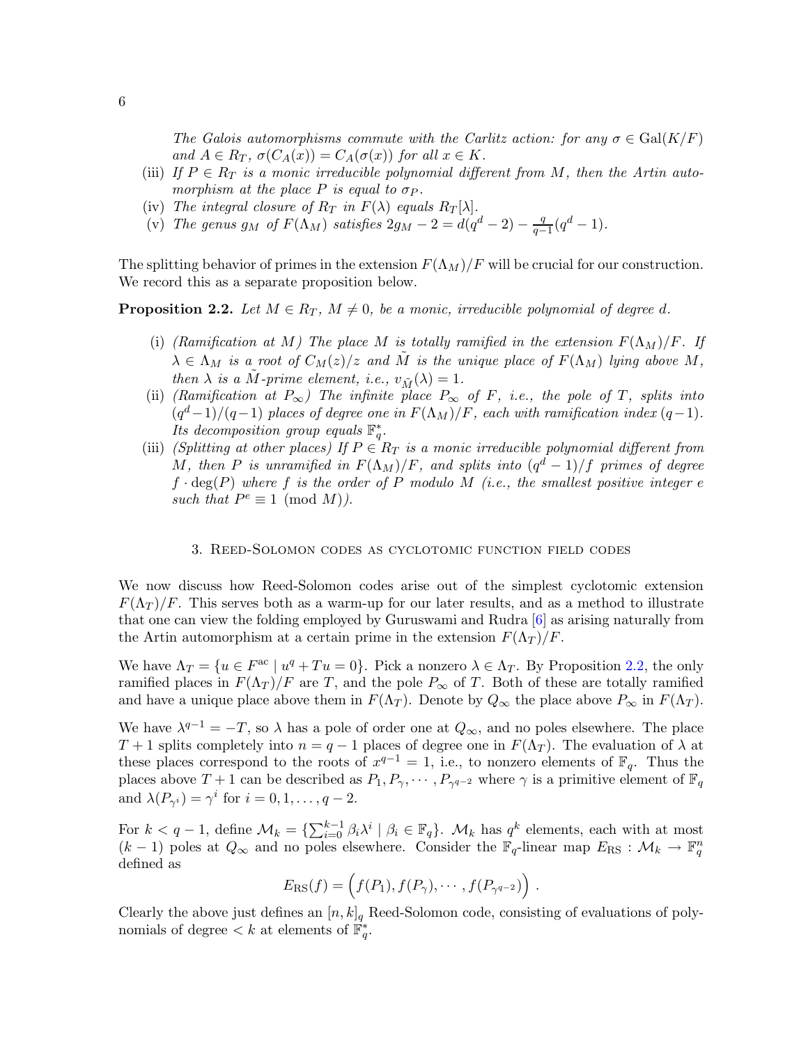*The Galois automorphisms commute with the Carlitz action: for any $\sigma \in \mathrm{Gal}(K/F)$ and $A \in R_T$, $\sigma(C_A(x)) = C_A(\sigma(x))$ for all $x \in K$.*

(iii) *If $P \in R_T$ is a monic irreducible polynomial different from $M$, then the Artin automorphism at the place $P$ is equal to $\sigma_P$.*

(iv) *The integral closure of $R_T$ in $F(\lambda)$ equals $R_T[\lambda]$.*

(v) *The genus $g_M$ of $F(\Lambda_M)$ satisfies $2g_M - 2 = d(q^d - 2) - \frac{q}{q-1}(q^d - 1)$.*

The splitting behavior of primes in the extension $F(\Lambda_M)/F$ will be crucial for our construction. We record this as a separate proposition below.

**Proposition 2.2.** *Let $M \in R_T$, $M \neq 0$, be a monic, irreducible polynomial of degree $d$.*

(i) *(Ramification at $M$) The place $M$ is totally ramified in the extension $F(\Lambda_M)/F$. If $\lambda \in \Lambda_M$ is a root of $C_M(z)/z$ and $\tilde{M}$ is the unique place of $F(\Lambda_M)$ lying above $M$, then $\lambda$ is a $\tilde{M}$-prime element, i.e., $v_{\tilde{M}}(\lambda) = 1$.*

(ii) *(Ramification at $P_\infty$) The infinite place $P_\infty$ of $F$, i.e., the pole of $T$, splits into $(q^d-1)/(q-1)$ places of degree one in $F(\Lambda_M)/F$, each with ramification index $(q-1)$. Its decomposition group equals $\mathbb{F}_q^*$.*

(iii) *(Splitting at other places) If $P \in R_T$ is a monic irreducible polynomial different from $M$, then $P$ is unramified in $F(\Lambda_M)/F$, and splits into $(q^d-1)/f$ primes of degree $f \cdot \deg(P)$ where $f$ is the order of $P$ modulo $M$ (i.e., the smallest positive integer $e$ such that $P^e \equiv 1 \pmod{M}$).*

## 3. Reed-Solomon codes as cyclotomic function field codes

We now discuss how Reed-Solomon codes arise out of the simplest cyclotomic extension $F(\Lambda_T)/F$. This serves both as a warm-up for our later results, and as a method to illustrate that one can view the folding employed by Guruswami and Rudra [6] as arising naturally from the Artin automorphism at a certain prime in the extension $F(\Lambda_T)/F$.

We have $\Lambda_T = \{u \in F^{\mathrm{ac}} \mid u^q + Tu = 0\}$. Pick a nonzero $\lambda \in \Lambda_T$. By Proposition 2.2, the only ramified places in $F(\Lambda_T)/F$ are $T$, and the pole $P_\infty$ of $T$. Both of these are totally ramified and have a unique place above them in $F(\Lambda_T)$. Denote by $Q_\infty$ the place above $P_\infty$ in $F(\Lambda_T)$.

We have $\lambda^{q-1} = -T$, so $\lambda$ has a pole of order one at $Q_\infty$, and no poles elsewhere. The place $T+1$ splits completely into $n = q-1$ places of degree one in $F(\Lambda_T)$. The evaluation of $\lambda$ at these places correspond to the roots of $x^{q-1} = 1$, i.e., to nonzero elements of $\mathbb{F}_q$. Thus the places above $T+1$ can be described as $P_1, P_\gamma, \cdots, P_{\gamma^{q-2}}$ where $\gamma$ is a primitive element of $\mathbb{F}_q$ and $\lambda(P_{\gamma^i}) = \gamma^i$ for $i = 0, 1, \ldots, q-2$.

For $k < q-1$, define $\mathcal{M}_k = \{\sum_{i=0}^{k-1} \beta_i \lambda^i \mid \beta_i \in \mathbb{F}_q\}$. $\mathcal{M}_k$ has $q^k$ elements, each with at most $(k-1)$ poles at $Q_\infty$ and no poles elsewhere. Consider the $\mathbb{F}_q$-linear map $E_{\mathrm{RS}} : \mathcal{M}_k \to \mathbb{F}_q^n$ defined as

$$E_{\mathrm{RS}}(f) = \left( f(P_1), f(P_\gamma), \cdots, f(P_{\gamma^{q-2}}) \right) .$$

Clearly the above just defines an $[n,k]_q$ Reed-Solomon code, consisting of evaluations of polynomials of degree $< k$ at elements of $\mathbb{F}_q^*$.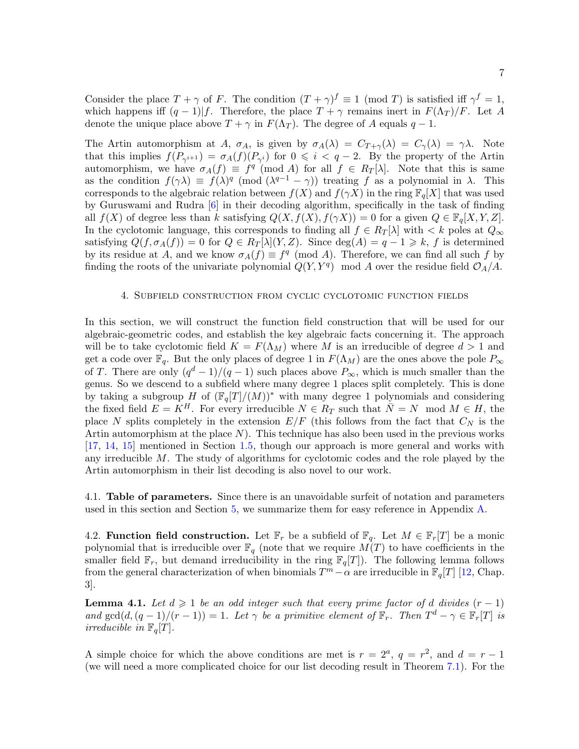Consider the place $T + \gamma$ of $F$. The condition $(T+\gamma)^f \equiv 1 \pmod{T}$ is satisfied iff $\gamma^f = 1$, which happens iff $(q-1)|f$. Therefore, the place $T+\gamma$ remains inert in $F(\Lambda_T)/F$. Let $A$ denote the unique place above $T+\gamma$ in $F(\Lambda_T)$. The degree of $A$ equals $q-1$.

The Artin automorphism at $A$, $\sigma_A$, is given by $\sigma_A(\lambda) = C_{T+\gamma}(\lambda) = C_\gamma(\lambda) = \gamma\lambda$. Note that this implies $f(P_{\gamma^{i+1}}) = \sigma_A(f)(P_{\gamma^i})$ for $0 \leqslant i < q-2$. By the property of the Artin automorphism, we have $\sigma_A(f) \equiv f^q \pmod{A}$ for all $f \in R_T[\lambda]$. Note that this is same as the condition $f(\gamma\lambda) \equiv f(\lambda)^q \pmod{(\lambda^{q-1} - \gamma)}$ treating $f$ as a polynomial in $\lambda$. This corresponds to the algebraic relation between $f(X)$ and $f(\gamma X)$ in the ring $\mathbb{F}_q[X]$ that was used by Guruswami and Rudra [6] in their decoding algorithm, specifically in the task of finding all $f(X)$ of degree less than $k$ satisfying $Q(X, f(X), f(\gamma X)) = 0$ for a given $Q \in \mathbb{F}_q[X,Y,Z]$. In the cyclotomic language, this corresponds to finding all $f \in R_T[\lambda]$ with $< k$ poles at $Q_\infty$ satisfying $Q(f, \sigma_A(f)) = 0$ for $Q \in R_T[\lambda](Y,Z)$. Since $\deg(A) = q-1 \geqslant k$, $f$ is determined by its residue at $A$, and we know $\sigma_A(f) \equiv f^q \pmod{A}$. Therefore, we can find all such $f$ by finding the roots of the univariate polynomial $Q(Y, Y^q) \mod A$ over the residue field $\mathcal{O}_A/A$.

## 4. Subfield construction from cyclic cyclotomic function fields

In this section, we will construct the function field construction that will be used for our algebraic-geometric codes, and establish the key algebraic facts concerning it. The approach will be to take cyclotomic field $K = F(\Lambda_M)$ where $M$ is an irreducible of degree $d > 1$ and get a code over $\mathbb{F}_q$. But the only places of degree 1 in $F(\Lambda_M)$ are the ones above the pole $P_\infty$ of $T$. There are only $(q^d-1)/(q-1)$ such places above $P_\infty$, which is much smaller than the genus. So we descend to a subfield where many degree 1 places split completely. This is done by taking a subgroup $H$ of $(\mathbb{F}_q[T]/(M))^*$ with many degree 1 polynomials and considering the fixed field $E = K^H$. For every irreducible $N \in R_T$ such that $\bar{N} = N \mod M \in H$, the place $N$ splits completely in the extension $E/F$ (this follows from the fact that $C_N$ is the Artin automorphism at the place $N$). This technique has also been used in the previous works [17, 14, 15] mentioned in Section 1.5, though our approach is more general and works with any irreducible $M$. The study of algorithms for cyclotomic codes and the role played by the Artin automorphism in their list decoding is also novel to our work.

4.1. **Table of parameters.** Since there is an unavoidable surfeit of notation and parameters used in this section and Section 5, we summarize them for easy reference in Appendix A.

4.2. **Function field construction.** Let $\mathbb{F}_r$ be a subfield of $\mathbb{F}_q$. Let $M \in \mathbb{F}_r[T]$ be a monic polynomial that is irreducible over $\mathbb{F}_q$ (note that we require $M(T)$ to have coefficients in the smaller field $\mathbb{F}_r$, but demand irreducibility in the ring $\mathbb{F}_q[T]$). The following lemma follows from the general characterization of when binomials $T^m - \alpha$ are irreducible in $\mathbb{F}_q[T]$ [12, Chap. 3].

**Lemma 4.1.** *Let $d \geqslant 1$ be an odd integer such that every prime factor of $d$ divides $(r-1)$ and $\gcd(d, (q-1)/(r-1)) = 1$. Let $\gamma$ be a primitive element of $\mathbb{F}_r$. Then $T^d - \gamma \in \mathbb{F}_r[T]$ is irreducible in $\mathbb{F}_q[T]$.*

A simple choice for which the above conditions are met is $r = 2^a$, $q = r^2$, and $d = r-1$ (we will need a more complicated choice for our list decoding result in Theorem 7.1). For the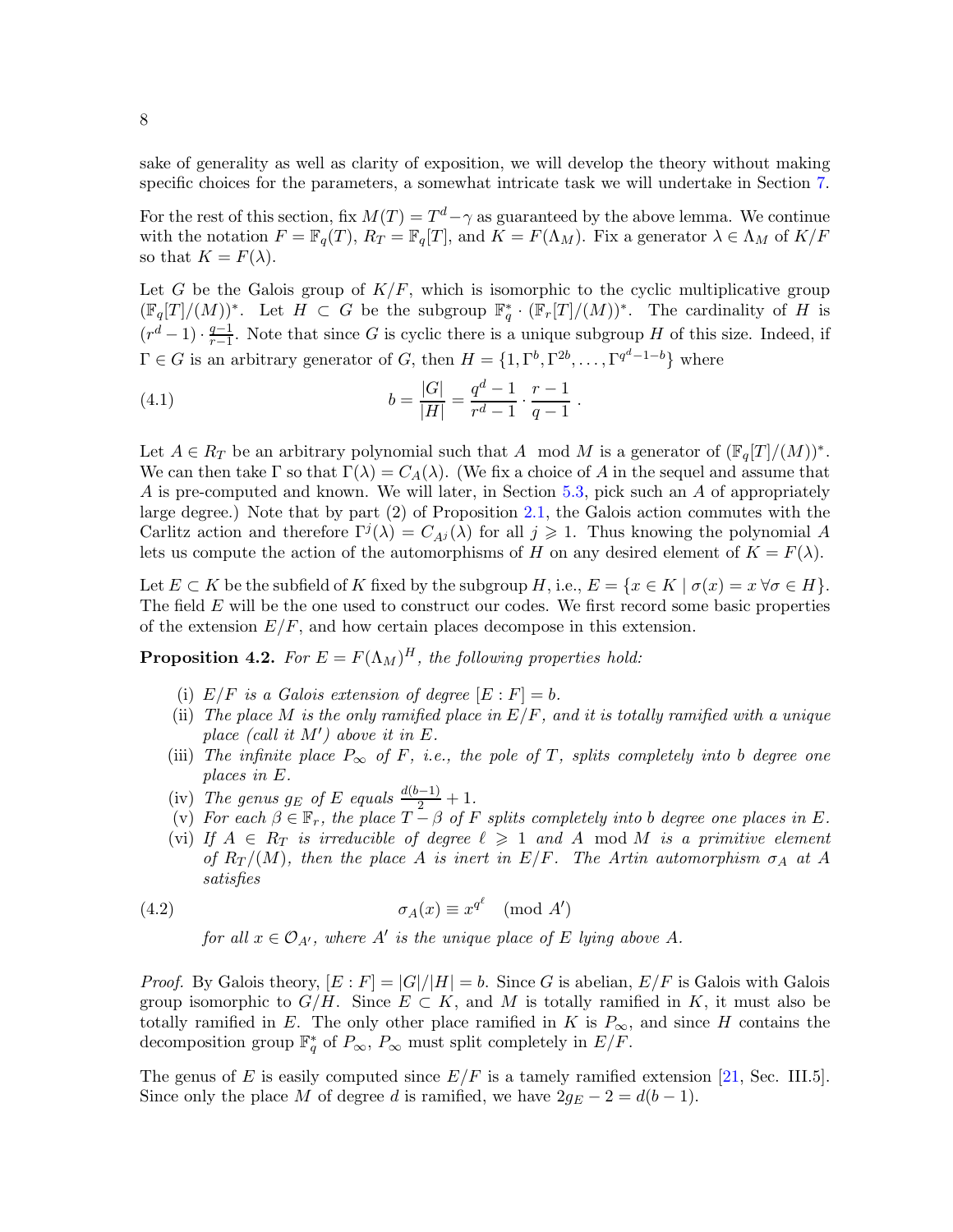sake of generality as well as clarity of exposition, we will develop the theory without making specific choices for the parameters, a somewhat intricate task we will undertake in Section 7.

For the rest of this section, fix $M(T) = T^d - \gamma$ as guaranteed by the above lemma. We continue with the notation $F = \mathbb{F}_q(T)$, $R_T = \mathbb{F}_q[T]$, and $K = F(\Lambda_M)$. Fix a generator $\lambda \in \Lambda_M$ of $K/F$ so that $K = F(\lambda)$.

Let $G$ be the Galois group of $K/F$, which is isomorphic to the cyclic multiplicative group $(\mathbb{F}_q[T]/(M))^*$. Let $H \subset G$ be the subgroup $\mathbb{F}_q^* \cdot (\mathbb{F}_r[T]/(M))^*$. The cardinality of $H$ is $(r^d - 1) \cdot \frac{q-1}{r-1}$. Note that since $G$ is cyclic there is a unique subgroup $H$ of this size. Indeed, if $\Gamma \in G$ is an arbitrary generator of $G$, then $H = \{1, \Gamma^b, \Gamma^{2b}, \ldots, \Gamma^{q^d-1-b}\}$ where

$$b = \frac{|G|}{|H|} = \frac{q^d - 1}{r^d - 1} \cdot \frac{r-1}{q-1} \, . \tag{4.1}$$

Let $A \in R_T$ be an arbitrary polynomial such that $A \mod M$ is a generator of $(\mathbb{F}_q[T]/(M))^*$. We can then take $\Gamma$ so that $\Gamma(\lambda) = C_A(\lambda)$. (We fix a choice of $A$ in the sequel and assume that $A$ is pre-computed and known. We will later, in Section 5.3, pick such an $A$ of appropriately large degree.) Note that by part (2) of Proposition 2.1, the Galois action commutes with the Carlitz action and therefore $\Gamma^j(\lambda) = C_{A^j}(\lambda)$ for all $j \geqslant 1$. Thus knowing the polynomial $A$ lets us compute the action of the automorphisms of $H$ on any desired element of $K = F(\lambda)$.

Let $E \subset K$ be the subfield of $K$ fixed by the subgroup $H$, i.e., $E = \{x \in K \mid \sigma(x) = x \ \forall \sigma \in H\}$. The field $E$ will be the one used to construct our codes. We first record some basic properties of the extension $E/F$, and how certain places decompose in this extension.

**Proposition 4.2.** *For $E = F(\Lambda_M)^H$, the following properties hold:*

- (i) *$E/F$ is a Galois extension of degree $[E : F] = b$.*
- (ii) *The place $M$ is the only ramified place in $E/F$, and it is totally ramified with a unique place (call it $M'$) above it in $E$.*
- (iii) *The infinite place $P_\infty$ of $F$, i.e., the pole of $T$, splits completely into $b$ degree one places in $E$.*
- (iv) *The genus $g_E$ of $E$ equals $\frac{d(b-1)}{2} + 1$.*
- (v) *For each $\beta \in \mathbb{F}_r$, the place $T - \beta$ of $F$ splits completely into $b$ degree one places in $E$.*
- (vi) *If $A \in R_T$ is irreducible of degree $\ell \geqslant 1$ and $A \mod M$ is a primitive element of $R_T/(M)$, then the place $A$ is inert in $E/F$. The Artin automorphism $\sigma_A$ at $A$ satisfies*

$$\sigma_A(x) \equiv x^{q^\ell} \pmod{A'} \tag{4.2}$$

*for all $x \in \mathcal{O}_{A'}$, where $A'$ is the unique place of $E$ lying above $A$.*

*Proof.* By Galois theory, $[E : F] = |G|/|H| = b$. Since $G$ is abelian, $E/F$ is Galois with Galois group isomorphic to $G/H$. Since $E \subset K$, and $M$ is totally ramified in $K$, it must also be totally ramified in $E$. The only other place ramified in $K$ is $P_\infty$, and since $H$ contains the decomposition group $\mathbb{F}_q^*$ of $P_\infty$, $P_\infty$ must split completely in $E/F$.

The genus of $E$ is easily computed since $E/F$ is a tamely ramified extension [21, Sec. III.5]. Since only the place $M$ of degree $d$ is ramified, we have $2g_E - 2 = d(b-1)$.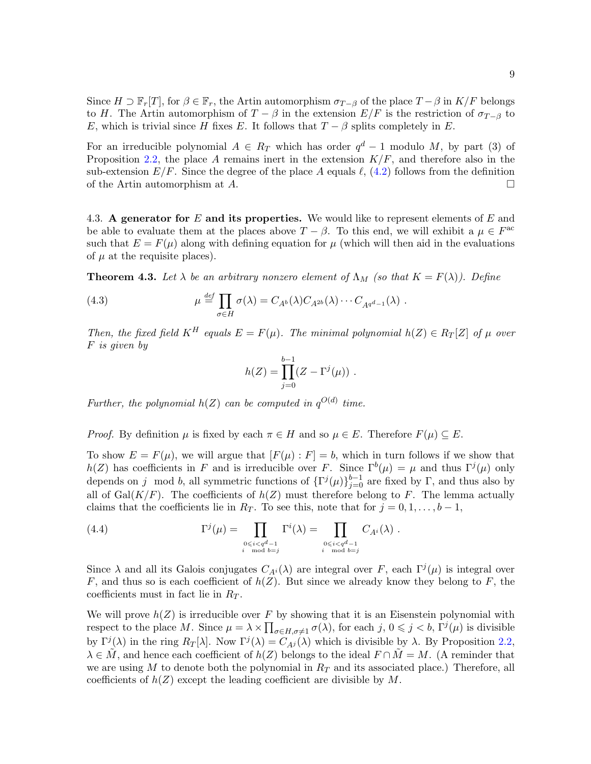Since $H \supset \mathbb{F}_r[T]$, for $\beta \in \mathbb{F}_r$, the Artin automorphism $\sigma_{T-\beta}$ of the place $T-\beta$ in $K/F$ belongs to $H$. The Artin automorphism of $T-\beta$ in the extension $E/F$ is the restriction of $\sigma_{T-\beta}$ to $E$, which is trivial since $H$ fixes $E$. It follows that $T-\beta$ splits completely in $E$.

For an irreducible polynomial $A \in R_T$ which has order $q^d-1$ modulo $M$, by part (3) of Proposition 2.2, the place $A$ remains inert in the extension $K/F$, and therefore also in the sub-extension $E/F$. Since the degree of the place $A$ equals $\ell$, (4.2) follows from the definition of the Artin automorphism at $A$. $\square$

4.3. **A generator for $E$ and its properties.** We would like to represent elements of $E$ and be able to evaluate them at the places above $T-\beta$. To this end, we will exhibit a $\mu \in F^{\mathrm{ac}}$ such that $E = F(\mu)$ along with defining equation for $\mu$ (which will then aid in the evaluations of $\mu$ at the requisite places).

**Theorem 4.3.** *Let $\lambda$ be an arbitrary nonzero element of $\Lambda_M$ (so that $K = F(\lambda)$). Define*

$$\mu \stackrel{def}{=} \prod_{\sigma \in H} \sigma(\lambda) = C_{A^b}(\lambda) C_{A^{2b}}(\lambda) \cdots C_{A^{q^d-1}}(\lambda) \ . \tag{4.3}$$

*Then, the fixed field $K^H$ equals $E = F(\mu)$. The minimal polynomial $h(Z) \in R_T[Z]$ of $\mu$ over $F$ is given by*

$$h(Z) = \prod_{j=0}^{b-1} (Z - \Gamma^j(\mu)) \ .$$

*Further, the polynomial $h(Z)$ can be computed in $q^{O(d)}$ time.*

*Proof.* By definition $\mu$ is fixed by each $\pi \in H$ and so $\mu \in E$. Therefore $F(\mu) \subseteq E$.

To show $E = F(\mu)$, we will argue that $[F(\mu) : F] = b$, which in turn follows if we show that $h(Z)$ has coefficients in $F$ and is irreducible over $F$. Since $\Gamma^b(\mu) = \mu$ and thus $\Gamma^j(\mu)$ only depends on $j \mod b$, all symmetric functions of $\{\Gamma^j(\mu)\}_{j=0}^{b-1}$ are fixed by $\Gamma$, and thus also by all of $\mathrm{Gal}(K/F)$. The coefficients of $h(Z)$ must therefore belong to $F$. The lemma actually claims that the coefficients lie in $R_T$. To see this, note that for $j = 0, 1, \ldots, b-1$,

$$\Gamma^j(\mu) = \prod_{\substack{0 \leqslant i < q^d-1 \\ i \mod b = j}} \Gamma^i(\lambda) = \prod_{\substack{0 \leqslant i < q^d-1 \\ i \mod b = j}} C_{A^i}(\lambda) \ . \tag{4.4}$$

Since $\lambda$ and all its Galois conjugates $C_{A^i}(\lambda)$ are integral over $F$, each $\Gamma^j(\mu)$ is integral over $F$, and thus so is each coefficient of $h(Z)$. But since we already know they belong to $F$, the coefficients must in fact lie in $R_T$.

We will prove $h(Z)$ is irreducible over $F$ by showing that it is an Eisenstein polynomial with respect to the place $M$. Since $\mu = \lambda \times \prod_{\sigma \in H, \sigma \neq 1} \sigma(\lambda)$, for each $j$, $0 \leqslant j < b$, $\Gamma^j(\mu)$ is divisible by $\Gamma^j(\lambda)$ in the ring $R_T[\lambda]$. Now $\Gamma^j(\lambda) = C_{A^j}(\lambda)$ which is divisible by $\lambda$. By Proposition 2.2, $\lambda \in \tilde{M}$, and hence each coefficient of $h(Z)$ belongs to the ideal $F \cap \tilde{M} = M$. (A reminder that we are using $M$ to denote both the polynomial in $R_T$ and its associated place.) Therefore, all coefficients of $h(Z)$ except the leading coefficient are divisible by $M$.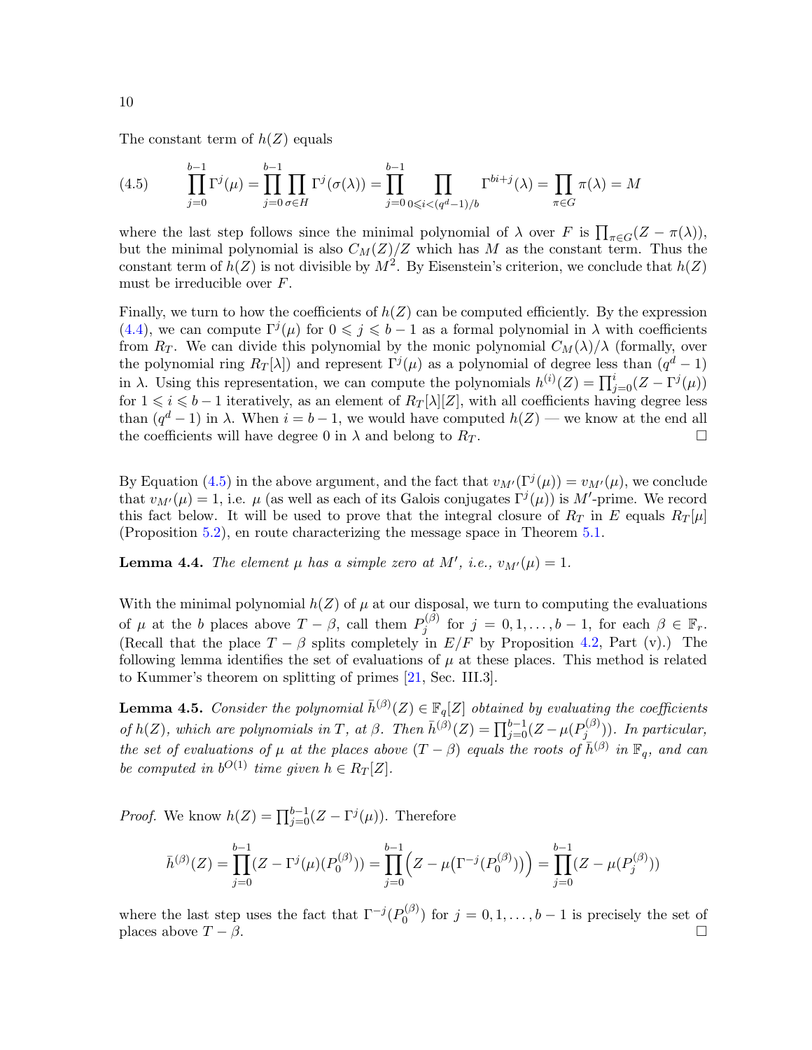The constant term of $h(Z)$ equals

$$\prod_{j=0}^{b-1} \Gamma^j(\mu) = \prod_{j=0}^{b-1} \prod_{\sigma \in H} \Gamma^j(\sigma(\lambda)) = \prod_{j=0}^{b-1} \prod_{0 \leqslant i < (q^d-1)/b} \Gamma^{bi+j}(\lambda) = \prod_{\pi \in G} \pi(\lambda) = M \tag{4.5}$$

where the last step follows since the minimal polynomial of $\lambda$ over $F$ is $\prod_{\pi \in G}(Z - \pi(\lambda))$, but the minimal polynomial is also $C_M(Z)/Z$ which has $M$ as the constant term. Thus the constant term of $h(Z)$ is not divisible by $M^2$. By Eisenstein's criterion, we conclude that $h(Z)$ must be irreducible over $F$.

Finally, we turn to how the coefficients of $h(Z)$ can be computed efficiently. By the expression (4.4), we can compute $\Gamma^j(\mu)$ for $0 \leqslant j \leqslant b-1$ as a formal polynomial in $\lambda$ with coefficients from $R_T$. We can divide this polynomial by the monic polynomial $C_M(\lambda)/\lambda$ (formally, over the polynomial ring $R_T[\lambda]$) and represent $\Gamma^j(\mu)$ as a polynomial of degree less than $(q^d - 1)$ in $\lambda$. Using this representation, we can compute the polynomials $h^{(i)}(Z) = \prod_{j=0}^{i}(Z - \Gamma^j(\mu))$ for $1 \leqslant i \leqslant b-1$ iteratively, as an element of $R_T[\lambda][Z]$, with all coefficients having degree less than $(q^d - 1)$ in $\lambda$. When $i = b-1$, we would have computed $h(Z)$ — we know at the end all the coefficients will have degree 0 in $\lambda$ and belong to $R_T$. $\square$

By Equation (4.5) in the above argument, and the fact that $v_{M'}(\Gamma^j(\mu)) = v_{M'}(\mu)$, we conclude that $v_{M'}(\mu) = 1$, i.e. $\mu$ (as well as each of its Galois conjugates $\Gamma^j(\mu)$) is $M'$-prime. We record this fact below. It will be used to prove that the integral closure of $R_T$ in $E$ equals $R_T[\mu]$ (Proposition 5.2), en route characterizing the message space in Theorem 5.1.

**Lemma 4.4.** *The element $\mu$ has a simple zero at $M'$, i.e., $v_{M'}(\mu) = 1$.*

With the minimal polynomial $h(Z)$ of $\mu$ at our disposal, we turn to computing the evaluations of $\mu$ at the $b$ places above $T - \beta$, call them $P_j^{(\beta)}$ for $j = 0, 1, \ldots, b-1$, for each $\beta \in \mathbb{F}_r$. (Recall that the place $T - \beta$ splits completely in $E/F$ by Proposition 4.2, Part (v).) The following lemma identifies the set of evaluations of $\mu$ at these places. This method is related to Kummer's theorem on splitting of primes [21, Sec. III.3].

**Lemma 4.5.** *Consider the polynomial $\bar{h}^{(\beta)}(Z) \in \mathbb{F}_q[Z]$ obtained by evaluating the coefficients of $h(Z)$, which are polynomials in $T$, at $\beta$. Then $\bar{h}^{(\beta)}(Z) = \prod_{j=0}^{b-1}(Z - \mu(P_j^{(\beta)}))$. In particular, the set of evaluations of $\mu$ at the places above $(T - \beta)$ equals the roots of $\bar{h}^{(\beta)}$ in $\mathbb{F}_q$, and can be computed in $b^{O(1)}$ time given $h \in R_T[Z]$.*

*Proof.* We know $h(Z) = \prod_{j=0}^{b-1}(Z - \Gamma^j(\mu))$. Therefore

$$\bar{h}^{(\beta)}(Z) = \prod_{j=0}^{b-1}(Z - \Gamma^j(\mu)(P_0^{(\beta)})) = \prod_{j=0}^{b-1}\Big(Z - \mu\big(\Gamma^{-j}(P_0^{(\beta)})\big)\Big) = \prod_{j=0}^{b-1}(Z - \mu(P_j^{(\beta)}))$$

where the last step uses the fact that $\Gamma^{-j}(P_0^{(\beta)})$ for $j = 0, 1, \ldots, b-1$ is precisely the set of places above $T - \beta$. $\square$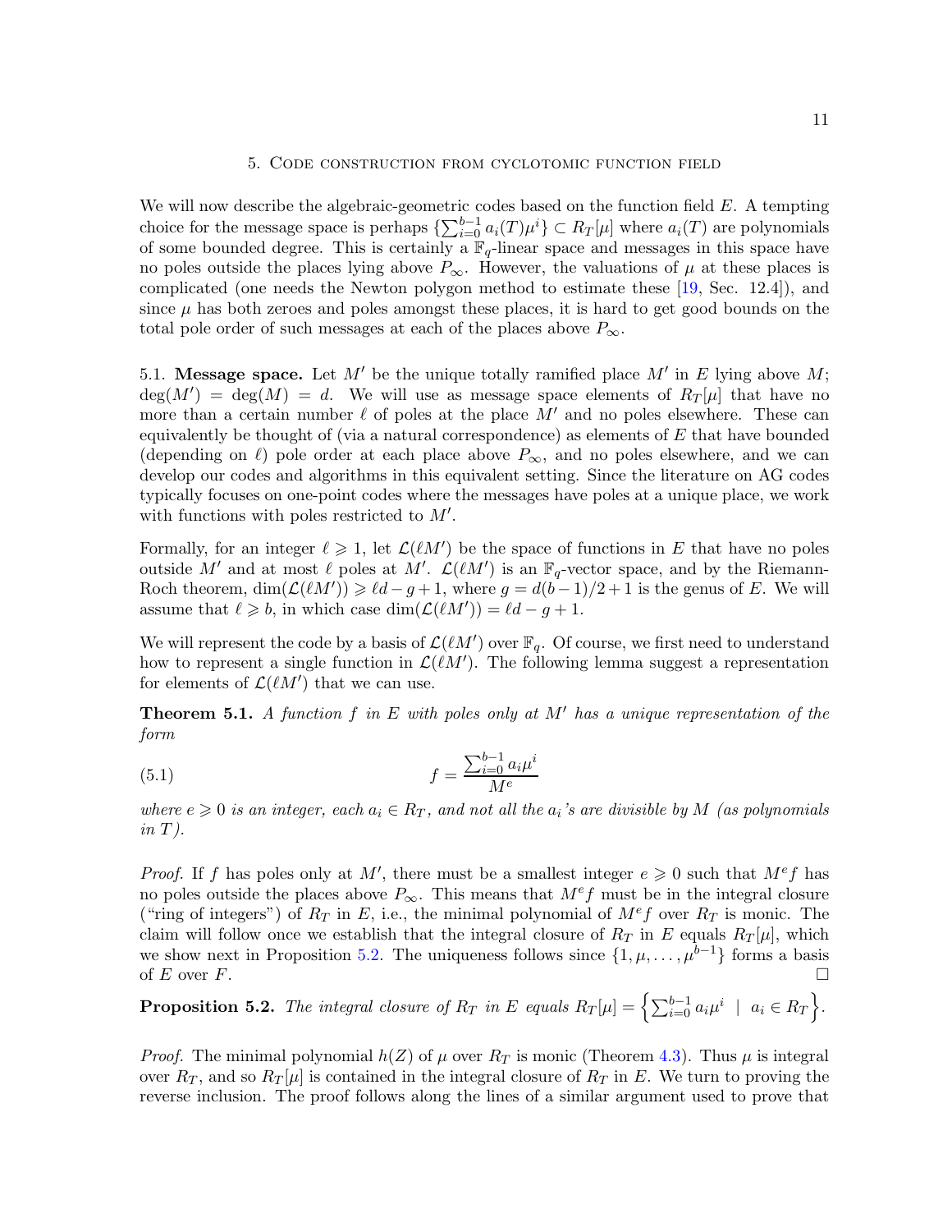## 5. Code construction from cyclotomic function field

We will now describe the algebraic-geometric codes based on the function field $E$. A tempting choice for the message space is perhaps $\{\sum_{i=0}^{b-1} a_i(T)\mu^i\} \subset R_T[\mu]$ where $a_i(T)$ are polynomials of some bounded degree. This is certainly a $\mathbb{F}_q$-linear space and messages in this space have no poles outside the places lying above $P_\infty$. However, the valuations of $\mu$ at these places is complicated (one needs the Newton polygon method to estimate these [19, Sec. 12.4]), and since $\mu$ has both zeroes and poles amongst these places, it is hard to get good bounds on the total pole order of such messages at each of the places above $P_\infty$.

5.1. **Message space.** Let $M'$ be the unique totally ramified place $M'$ in $E$ lying above $M$; $\deg(M') = \deg(M) = d$. We will use as message space elements of $R_T[\mu]$ that have no more than a certain number $\ell$ of poles at the place $M'$ and no poles elsewhere. These can equivalently be thought of (via a natural correspondence) as elements of $E$ that have bounded (depending on $\ell$) pole order at each place above $P_\infty$, and no poles elsewhere, and we can develop our codes and algorithms in this equivalent setting. Since the literature on AG codes typically focuses on one-point codes where the messages have poles at a unique place, we work with functions with poles restricted to $M'$.

Formally, for an integer $\ell \geqslant 1$, let $\mathcal{L}(\ell M')$ be the space of functions in $E$ that have no poles outside $M'$ and at most $\ell$ poles at $M'$. $\mathcal{L}(\ell M')$ is an $\mathbb{F}_q$-vector space, and by the Riemann-Roch theorem, $\dim(\mathcal{L}(\ell M')) \geqslant \ell d - g + 1$, where $g = d(b-1)/2 + 1$ is the genus of $E$. We will assume that $\ell \geqslant b$, in which case $\dim(\mathcal{L}(\ell M')) = \ell d - g + 1$.

We will represent the code by a basis of $\mathcal{L}(\ell M')$ over $\mathbb{F}_q$. Of course, we first need to understand how to represent a single function in $\mathcal{L}(\ell M')$. The following lemma suggest a representation for elements of $\mathcal{L}(\ell M')$ that we can use.

**Theorem 5.1.** *A function $f$ in $E$ with poles only at $M'$ has a unique representation of the form*

$$f = \frac{\sum_{i=0}^{b-1} a_i \mu^i}{M^e} \tag{5.1}$$

*where $e \geqslant 0$ is an integer, each $a_i \in R_T$, and not all the $a_i$'s are divisible by $M$ (as polynomials in $T$).*

*Proof.* If $f$ has poles only at $M'$, there must be a smallest integer $e \geqslant 0$ such that $M^e f$ has no poles outside the places above $P_\infty$. This means that $M^e f$ must be in the integral closure ("ring of integers") of $R_T$ in $E$, i.e., the minimal polynomial of $M^e f$ over $R_T$ is monic. The claim will follow once we establish that the integral closure of $R_T$ in $E$ equals $R_T[\mu]$, which we show next in Proposition 5.2. The uniqueness follows since $\{1, \mu, \ldots, \mu^{b-1}\}$ forms a basis of $E$ over $F$. □

**Proposition 5.2.** *The integral closure of $R_T$ in $E$ equals $R_T[\mu] = \left\{\sum_{i=0}^{b-1} a_i\mu^i \;\middle|\; a_i \in R_T\right\}$.*

*Proof.* The minimal polynomial $h(Z)$ of $\mu$ over $R_T$ is monic (Theorem 4.3). Thus $\mu$ is integral over $R_T$, and so $R_T[\mu]$ is contained in the integral closure of $R_T$ in $E$. We turn to proving the reverse inclusion. The proof follows along the lines of a similar argument used to prove that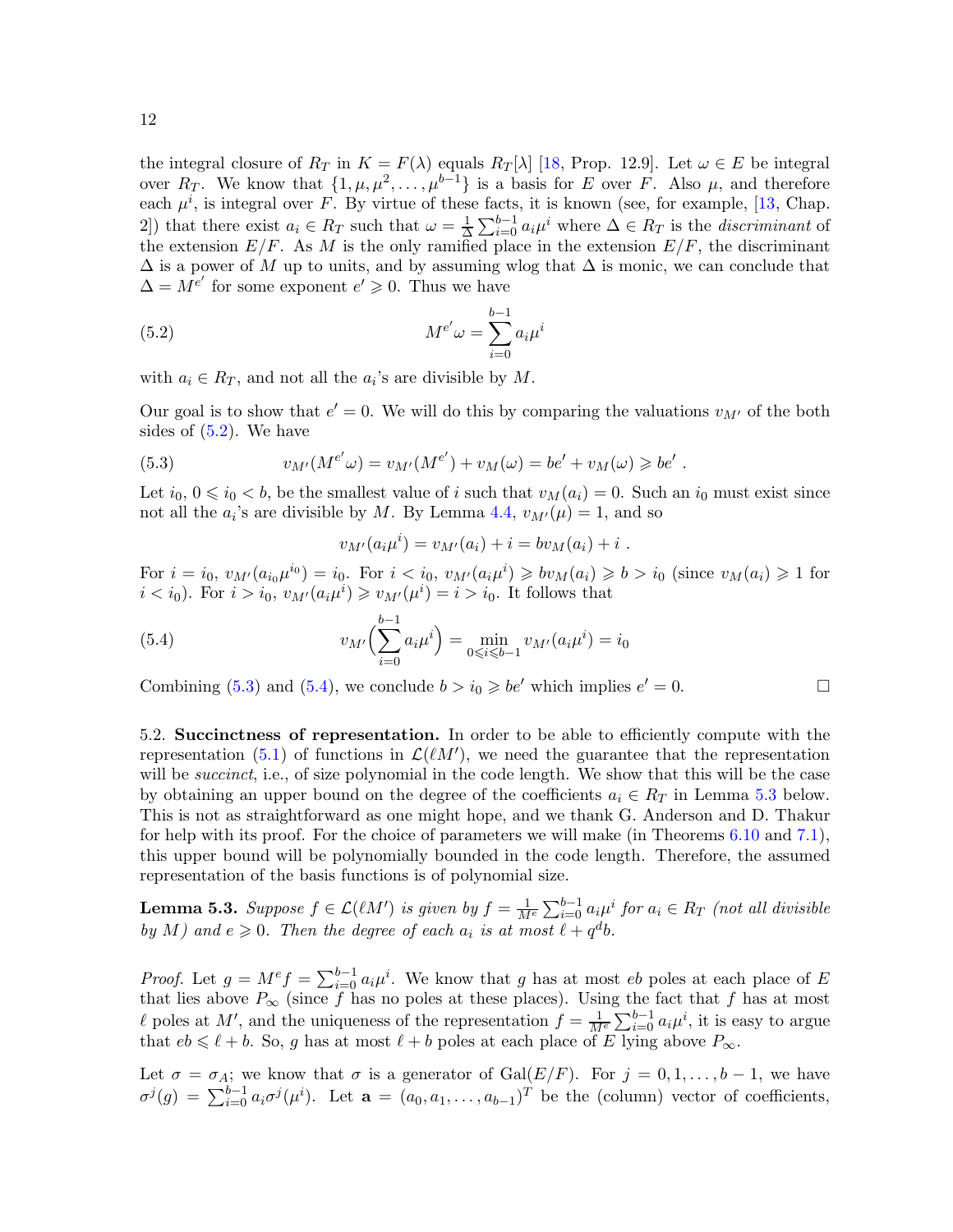the integral closure of $R_T$ in $K = F(\lambda)$ equals $R_T[\lambda]$ [18, Prop. 12.9]. Let $\omega \in E$ be integral over $R_T$. We know that $\{1, \mu, \mu^2, \ldots, \mu^{b-1}\}$ is a basis for $E$ over $F$. Also $\mu$, and therefore each $\mu^i$, is integral over $F$. By virtue of these facts, it is known (see, for example, [13, Chap. 2]) that there exist $a_i \in R_T$ such that $\omega = \frac{1}{\Delta}\sum_{i=0}^{b-1} a_i\mu^i$ where $\Delta \in R_T$ is the *discriminant* of the extension $E/F$. As $M$ is the only ramified place in the extension $E/F$, the discriminant $\Delta$ is a power of $M$ up to units, and by assuming wlog that $\Delta$ is monic, we can conclude that $\Delta = M^{e'}$ for some exponent $e' \geqslant 0$. Thus we have

$$M^{e'}\omega = \sum_{i=0}^{b-1} a_i\mu^i \tag{5.2}$$

with $a_i \in R_T$, and not all the $a_i$'s are divisible by $M$.

Our goal is to show that $e' = 0$. We will do this by comparing the valuations $v_{M'}$ of the both sides of (5.2). We have

$$v_{M'}(M^{e'}\omega) = v_{M'}(M^{e'}) + v_M(\omega) = be' + v_M(\omega) \geqslant be' \ . \tag{5.3}$$

Let $i_0$, $0 \leqslant i_0 < b$, be the smallest value of $i$ such that $v_M(a_i) = 0$. Such an $i_0$ must exist since not all the $a_i$'s are divisible by $M$. By Lemma 4.4, $v_{M'}(\mu) = 1$, and so

$$v_{M'}(a_i\mu^i) = v_{M'}(a_i) + i = bv_M(a_i) + i \ .$$

For $i = i_0$, $v_{M'}(a_{i_0}\mu^{i_0}) = i_0$. For $i < i_0$, $v_{M'}(a_i\mu^i) \geqslant bv_M(a_i) \geqslant b > i_0$ (since $v_M(a_i) \geqslant 1$ for $i < i_0$). For $i > i_0$, $v_{M'}(a_i\mu^i) \geqslant v_{M'}(\mu^i) = i > i_0$. It follows that

$$v_{M'}\Big(\sum_{i=0}^{b-1} a_i\mu^i\Big) = \min_{0 \leqslant i \leqslant b-1} v_{M'}(a_i\mu^i) = i_0 \tag{5.4}$$

Combining (5.3) and (5.4), we conclude $b > i_0 \geqslant be'$ which implies $e' = 0$. $\square$

5.2. **Succinctness of representation.** In order to be able to efficiently compute with the representation (5.1) of functions in $\mathcal{L}(\ell M')$, we need the guarantee that the representation will be *succinct*, i.e., of size polynomial in the code length. We show that this will be the case by obtaining an upper bound on the degree of the coefficients $a_i \in R_T$ in Lemma 5.3 below. This is not as straightforward as one might hope, and we thank G. Anderson and D. Thakur for help with its proof. For the choice of parameters we will make (in Theorems 6.10 and 7.1), this upper bound will be polynomially bounded in the code length. Therefore, the assumed representation of the basis functions is of polynomial size.

**Lemma 5.3.** *Suppose $f \in \mathcal{L}(\ell M')$ is given by $f = \frac{1}{M^e}\sum_{i=0}^{b-1} a_i\mu^i$ for $a_i \in R_T$ (not all divisible by $M$) and $e \geqslant 0$. Then the degree of each $a_i$ is at most $\ell + q^d b$.*

*Proof.* Let $g = M^e f = \sum_{i=0}^{b-1} a_i\mu^i$. We know that $g$ has at most $eb$ poles at each place of $E$ that lies above $P_\infty$ (since $f$ has no poles at these places). Using the fact that $f$ has at most $\ell$ poles at $M'$, and the uniqueness of the representation $f = \frac{1}{M^e}\sum_{i=0}^{b-1} a_i\mu^i$, it is easy to argue that $eb \leqslant \ell + b$. So, $g$ has at most $\ell + b$ poles at each place of $E$ lying above $P_\infty$.

Let $\sigma = \sigma_A$; we know that $\sigma$ is a generator of $\mathrm{Gal}(E/F)$. For $j = 0, 1, \ldots, b-1$, we have $\sigma^j(g) = \sum_{i=0}^{b-1} a_i\sigma^j(\mu^i)$. Let $\mathbf{a} = (a_0, a_1, \ldots, a_{b-1})^T$ be the (column) vector of coefficients,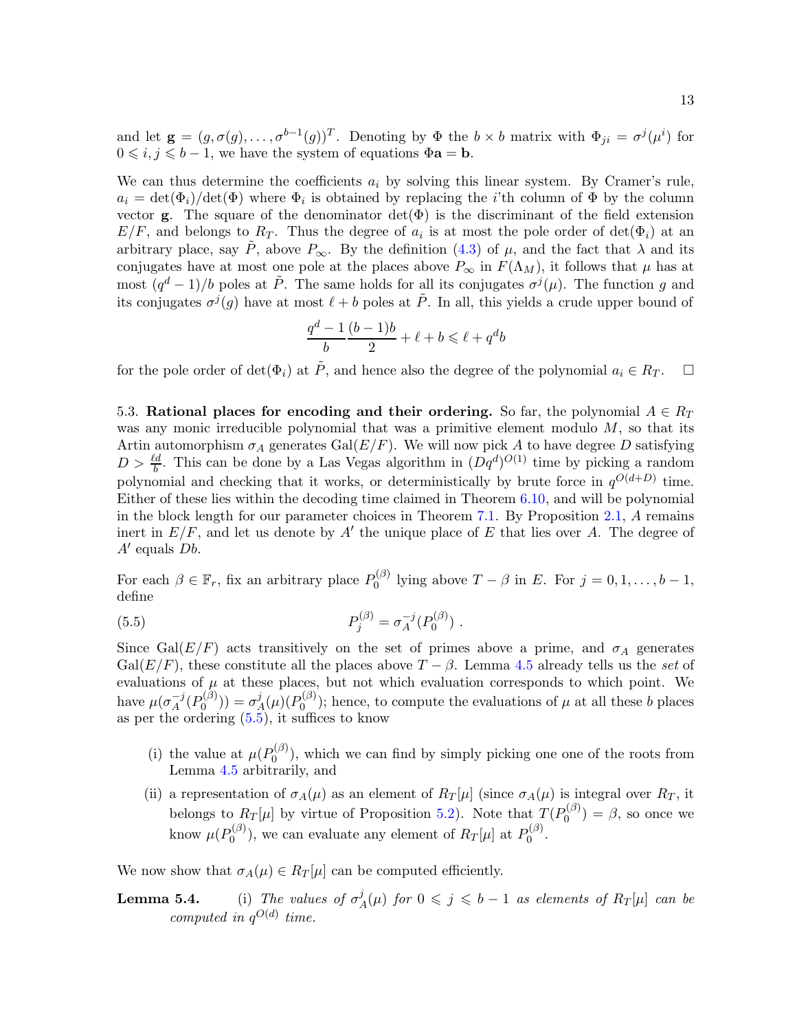and let $\mathbf{g} = (g, \sigma(g), \ldots, \sigma^{b-1}(g))^T$. Denoting by $\Phi$ the $b \times b$ matrix with $\Phi_{ji} = \sigma^j(\mu^i)$ for $0 \leqslant i, j \leqslant b-1$, we have the system of equations $\Phi\mathbf{a} = \mathbf{b}$.

We can thus determine the coefficients $a_i$ by solving this linear system. By Cramer's rule, $a_i = \det(\Phi_i)/\det(\Phi)$ where $\Phi_i$ is obtained by replacing the $i$'th column of $\Phi$ by the column vector $\mathbf{g}$. The square of the denominator $\det(\Phi)$ is the discriminant of the field extension $E/F$, and belongs to $R_T$. Thus the degree of $a_i$ is at most the pole order of $\det(\Phi_i)$ at an arbitrary place, say $\tilde{P}$, above $P_\infty$. By the definition (4.3) of $\mu$, and the fact that $\lambda$ and its conjugates have at most one pole at the places above $P_\infty$ in $F(\Lambda_M)$, it follows that $\mu$ has at most $(q^d-1)/b$ poles at $\tilde{P}$. The same holds for all its conjugates $\sigma^j(\mu)$. The function $g$ and its conjugates $\sigma^j(g)$ have at most $\ell + b$ poles at $\tilde{P}$. In all, this yields a crude upper bound of

$$\frac{q^d-1}{b}\frac{(b-1)b}{2} + \ell + b \leqslant \ell + q^d b$$

for the pole order of $\det(\Phi_i)$ at $\tilde{P}$, and hence also the degree of the polynomial $a_i \in R_T$. $\square$

5.3. **Rational places for encoding and their ordering.** So far, the polynomial $A \in R_T$ was any monic irreducible polynomial that was a primitive element modulo $M$, so that its Artin automorphism $\sigma_A$ generates $\mathrm{Gal}(E/F)$. We will now pick $A$ to have degree $D$ satisfying $D > \frac{\ell d}{b}$. This can be done by a Las Vegas algorithm in $(Dq^d)^{O(1)}$ time by picking a random polynomial and checking that it works, or deterministically by brute force in $q^{O(d+D)}$ time. Either of these lies within the decoding time claimed in Theorem 6.10, and will be polynomial in the block length for our parameter choices in Theorem 7.1. By Proposition 2.1, $A$ remains inert in $E/F$, and let us denote by $A'$ the unique place of $E$ that lies over $A$. The degree of $A'$ equals $Db$.

For each $\beta \in \mathbb{F}_r$, fix an arbitrary place $P_0^{(\beta)}$ lying above $T - \beta$ in $E$. For $j = 0, 1, \ldots, b-1$, define

$$P_j^{(\beta)} = \sigma_A^{-j}(P_0^{(\beta)}) \ . \tag{5.5}$$

Since $\mathrm{Gal}(E/F)$ acts transitively on the set of primes above a prime, and $\sigma_A$ generates $\mathrm{Gal}(E/F)$, these constitute all the places above $T - \beta$. Lemma 4.5 already tells us the *set* of evaluations of $\mu$ at these places, but not which evaluation corresponds to which point. We have $\mu(\sigma_A^{-j}(P_0^{(\beta)})) = \sigma_A^j(\mu)(P_0^{(\beta)})$; hence, to compute the evaluations of $\mu$ at all these $b$ places as per the ordering (5.5), it suffices to know

(i) the value at $\mu(P_0^{(\beta)})$, which we can find by simply picking one one of the roots from Lemma 4.5 arbitrarily, and

(ii) a representation of $\sigma_A(\mu)$ as an element of $R_T[\mu]$ (since $\sigma_A(\mu)$ is integral over $R_T$, it belongs to $R_T[\mu]$ by virtue of Proposition 5.2). Note that $T(P_0^{(\beta)}) = \beta$, so once we know $\mu(P_0^{(\beta)})$, we can evaluate any element of $R_T[\mu]$ at $P_0^{(\beta)}$.

We now show that $\sigma_A(\mu) \in R_T[\mu]$ can be computed efficiently.

**Lemma 5.4.** (i) *The values of $\sigma_A^j(\mu)$ for $0 \leqslant j \leqslant b-1$ as elements of $R_T[\mu]$ can be computed in $q^{O(d)}$ time.*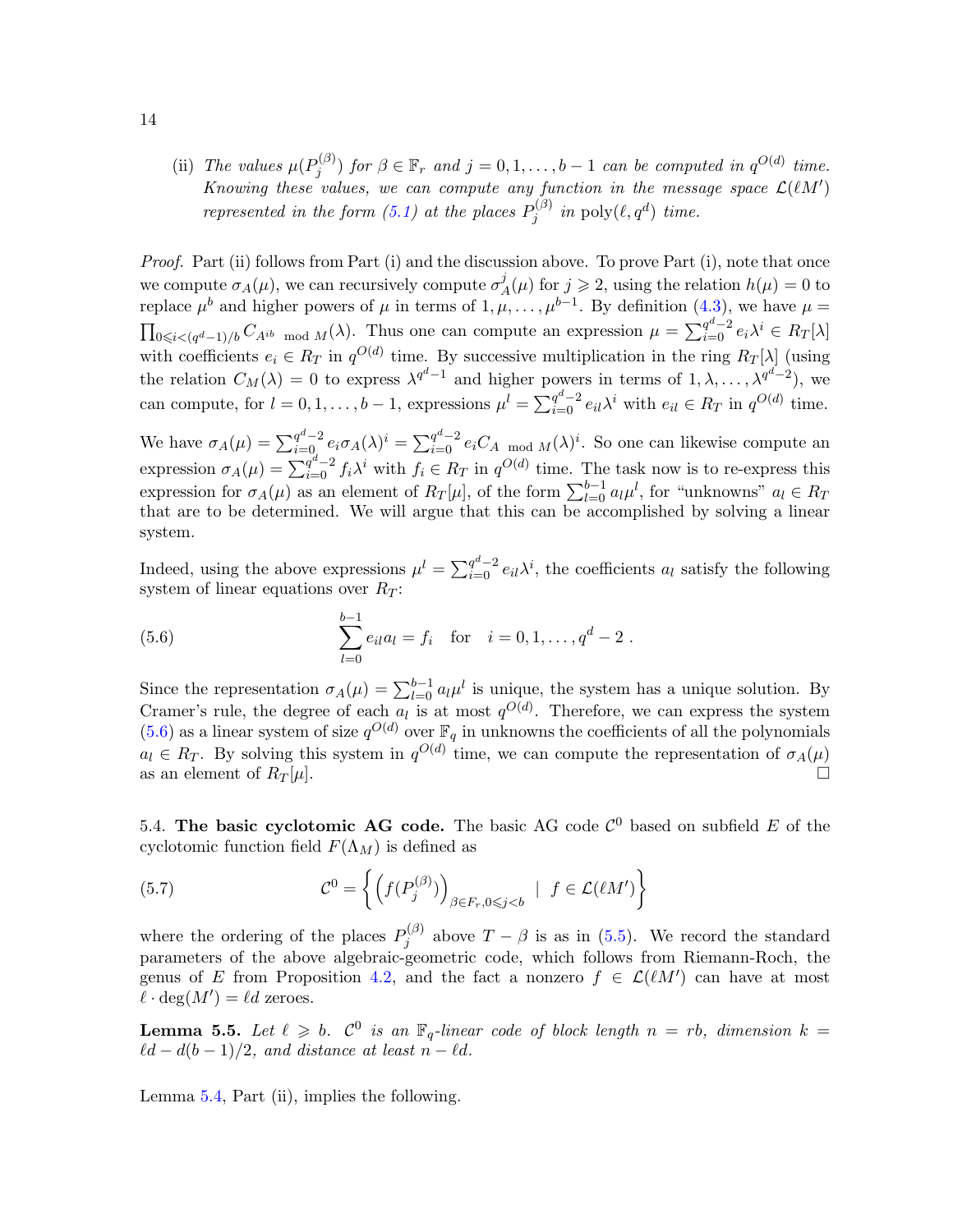(ii) *The values* $\mu(P_j^{(\beta)})$ *for* $\beta \in \mathbb{F}_r$ *and* $j = 0, 1, \ldots, b-1$ *can be computed in* $q^{O(d)}$ *time. Knowing these values, we can compute any function in the message space* $\mathcal{L}(\ell M')$ *represented in the form (5.1) at the places* $P_j^{(\beta)}$ *in* $\mathrm{poly}(\ell, q^d)$ *time.*

*Proof.* Part (ii) follows from Part (i) and the discussion above. To prove Part (i), note that once we compute $\sigma_A(\mu)$, we can recursively compute $\sigma_A^j(\mu)$ for $j \geqslant 2$, using the relation $h(\mu) = 0$ to replace $\mu^b$ and higher powers of $\mu$ in terms of $1, \mu, \ldots, \mu^{b-1}$. By definition (4.3), we have $\mu = \prod_{0 \leqslant i < (q^d-1)/b} C_{A^{ib} \bmod M}(\lambda)$. Thus one can compute an expression $\mu = \sum_{i=0}^{q^d-2} e_i \lambda^i \in R_T[\lambda]$ with coefficients $e_i \in R_T$ in $q^{O(d)}$ time. By successive multiplication in the ring $R_T[\lambda]$ (using the relation $C_M(\lambda) = 0$ to express $\lambda^{q^d-1}$ and higher powers in terms of $1, \lambda, \ldots, \lambda^{q^d-2}$), we can compute, for $l = 0, 1, \ldots, b-1$, expressions $\mu^l = \sum_{i=0}^{q^d-2} e_{il} \lambda^i$ with $e_{il} \in R_T$ in $q^{O(d)}$ time.

We have $\sigma_A(\mu) = \sum_{i=0}^{q^d-2} e_i \sigma_A(\lambda)^i = \sum_{i=0}^{q^d-2} e_i C_{A \bmod M}(\lambda)^i$. So one can likewise compute an expression $\sigma_A(\mu) = \sum_{i=0}^{q^d-2} f_i \lambda^i$ with $f_i \in R_T$ in $q^{O(d)}$ time. The task now is to re-express this expression for $\sigma_A(\mu)$ as an element of $R_T[\mu]$, of the form $\sum_{l=0}^{b-1} a_l \mu^l$, for "unknowns" $a_l \in R_T$ that are to be determined. We will argue that this can be accomplished by solving a linear system.

Indeed, using the above expressions $\mu^l = \sum_{i=0}^{q^d-2} e_{il} \lambda^i$, the coefficients $a_l$ satisfy the following system of linear equations over $R_T$:

$$\sum_{l=0}^{b-1} e_{il} a_l = f_i \quad \text{for} \quad i = 0, 1, \ldots, q^d - 2 \,. \tag{5.6}$$

Since the representation $\sigma_A(\mu) = \sum_{l=0}^{b-1} a_l \mu^l$ is unique, the system has a unique solution. By Cramer's rule, the degree of each $a_l$ is at most $q^{O(d)}$. Therefore, we can express the system (5.6) as a linear system of size $q^{O(d)}$ over $\mathbb{F}_q$ in unknowns the coefficients of all the polynomials $a_l \in R_T$. By solving this system in $q^{O(d)}$ time, we can compute the representation of $\sigma_A(\mu)$ as an element of $R_T[\mu]$. $\square$

5.4. **The basic cyclotomic AG code.** The basic AG code $\mathcal{C}^0$ based on subfield $E$ of the cyclotomic function field $F(\Lambda_M)$ is defined as

$$\mathcal{C}^0 = \left\{ \left( f(P_j^{(\beta)}) \right)_{\beta \in F_r, 0 \leqslant j < b} \;\mid\; f \in \mathcal{L}(\ell M') \right\} \tag{5.7}$$

where the ordering of the places $P_j^{(\beta)}$ above $T - \beta$ is as in (5.5). We record the standard parameters of the above algebraic-geometric code, which follows from Riemann-Roch, the genus of $E$ from Proposition 4.2, and the fact a nonzero $f \in \mathcal{L}(\ell M')$ can have at most $\ell \cdot \deg(M') = \ell d$ zeroes.

**Lemma 5.5.** *Let* $\ell \geqslant b$. $\mathcal{C}^0$ *is an* $\mathbb{F}_q$*-linear code of block length* $n = rb$*, dimension* $k = \ell d - d(b-1)/2$*, and distance at least* $n - \ell d$*.*

Lemma 5.4, Part (ii), implies the following.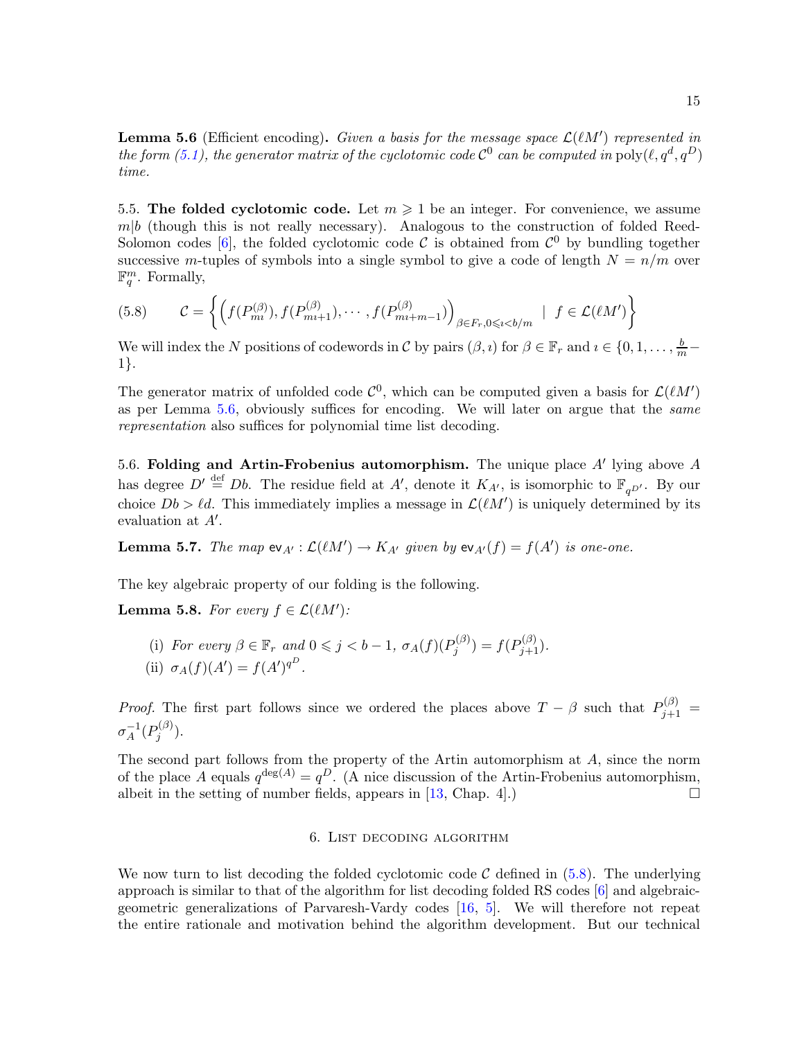**Lemma 5.6** (Efficient encoding)**.** *Given a basis for the message space $\mathcal{L}(\ell M')$ represented in the form (5.1), the generator matrix of the cyclotomic code $\mathcal{C}^0$ can be computed in $\text{poly}(\ell, q^d, q^D)$ time.*

5.5. **The folded cyclotomic code.** Let $m \geqslant 1$ be an integer. For convenience, we assume $m|b$ (though this is not really necessary). Analogous to the construction of folded Reed-Solomon codes [6], the folded cyclotomic code $\mathcal{C}$ is obtained from $\mathcal{C}^0$ by bundling together successive $m$-tuples of symbols into a single symbol to give a code of length $N = n/m$ over $\mathbb{F}_q^m$. Formally,

$$\mathcal{C} = \left\{ \left( f(P^{(\beta)}_{m\imath}), f(P^{(\beta)}_{m\imath+1}), \cdots, f(P^{(\beta)}_{m\imath+m-1}) \right)_{\beta \in \mathbb{F}_r, 0 \leqslant \imath < b/m} \;\mid\; f \in \mathcal{L}(\ell M') \right\} \tag{5.8}$$

We will index the $N$ positions of codewords in $\mathcal{C}$ by pairs $(\beta, \imath)$ for $\beta \in \mathbb{F}_r$ and $\imath \in \{0, 1, \ldots, \frac{b}{m} - 1\}$.

The generator matrix of unfolded code $\mathcal{C}^0$, which can be computed given a basis for $\mathcal{L}(\ell M')$ as per Lemma 5.6, obviously suffices for encoding. We will later on argue that the *same representation* also suffices for polynomial time list decoding.

5.6. **Folding and Artin-Frobenius automorphism.** The unique place $A'$ lying above $A$ has degree $D' \stackrel{\text{def}}{=} Db$. The residue field at $A'$, denote it $K_{A'}$, is isomorphic to $\mathbb{F}_{q^{D'}}$. By our choice $Db > \ell d$. This immediately implies a message in $\mathcal{L}(\ell M')$ is uniquely determined by its evaluation at $A'$.

**Lemma 5.7.** *The map $\mathsf{ev}_{A'} : \mathcal{L}(\ell M') \to K_{A'}$ given by $\mathsf{ev}_{A'}(f) = f(A')$ is one-one.*

The key algebraic property of our folding is the following.

**Lemma 5.8.** *For every $f \in \mathcal{L}(\ell M')$:*

(i) *For every $\beta \in \mathbb{F}_r$ and $0 \leqslant j < b - 1$, $\sigma_A(f)(P^{(\beta)}_j) = f(P^{(\beta)}_{j+1})$.*

(ii) *$\sigma_A(f)(A') = f(A')^{q^D}$.*

*Proof.* The first part follows since we ordered the places above $T - \beta$ such that $P^{(\beta)}_{j+1} = \sigma_A^{-1}(P^{(\beta)}_j)$.

The second part follows from the property of the Artin automorphism at $A$, since the norm of the place $A$ equals $q^{\deg(A)} = q^D$. (A nice discussion of the Artin-Frobenius automorphism, albeit in the setting of number fields, appears in [13, Chap. 4].) ☐

## 6. List decoding algorithm

We now turn to list decoding the folded cyclotomic code $\mathcal{C}$ defined in (5.8). The underlying approach is similar to that of the algorithm for list decoding folded RS codes [6] and algebraic-geometric generalizations of Parvaresh-Vardy codes [16, 5]. We will therefore not repeat the entire rationale and motivation behind the algorithm development. But our technical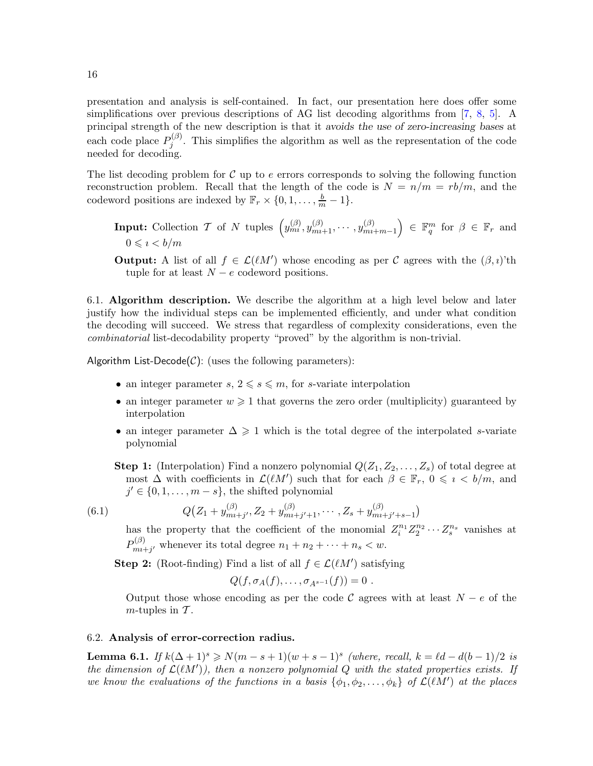presentation and analysis is self-contained. In fact, our presentation here does offer some simplifications over previous descriptions of AG list decoding algorithms from [7, 8, 5]. A principal strength of the new description is that it *avoids the use of zero-increasing bases* at each code place $P_j^{(\beta)}$. This simplifies the algorithm as well as the representation of the code needed for decoding.

The list decoding problem for $\mathcal{C}$ up to $e$ errors corresponds to solving the following function reconstruction problem. Recall that the length of the code is $N = n/m = rb/m$, and the codeword positions are indexed by $\mathbb{F}_r \times \{0, 1, \ldots, \frac{b}{m} - 1\}$.

> **Input:** Collection $\mathcal{T}$ of $N$ tuples $\left(y_{m\imath}^{(\beta)}, y_{m\imath+1}^{(\beta)}, \cdots, y_{m\imath+m-1}^{(\beta)}\right) \in \mathbb{F}_q^m$ for $\beta \in \mathbb{F}_r$ and $0 \leqslant \imath < b/m$
>
> **Output:** A list of all $f \in \mathcal{L}(\ell M')$ whose encoding as per $\mathcal{C}$ agrees with the $(\beta, \imath)$'th tuple for at least $N - e$ codeword positions.

6.1. **Algorithm description.** We describe the algorithm at a high level below and later justify how the individual steps can be implemented efficiently, and under what condition the decoding will succeed. We stress that regardless of complexity considerations, even the *combinatorial* list-decodability property "proved" by the algorithm is non-trivial.

Algorithm List-Decode($\mathcal{C}$): (uses the following parameters):

- an integer parameter $s$, $2 \leqslant s \leqslant m$, for $s$-variate interpolation
- an integer parameter $w \geqslant 1$ that governs the zero order (multiplicity) guaranteed by interpolation
- an integer parameter $\Delta \geqslant 1$ which is the total degree of the interpolated $s$-variate polynomial

**Step 1:** (Interpolation) Find a nonzero polynomial $Q(Z_1, Z_2, \ldots, Z_s)$ of total degree at most $\Delta$ with coefficients in $\mathcal{L}(\ell M')$ such that for each $\beta \in \mathbb{F}_r$, $0 \leqslant \imath < b/m$, and $j' \in \{0, 1, \ldots, m - s\}$, the shifted polynomial

$$Q\big(Z_1 + y_{m\imath+j'}^{(\beta)}, Z_2 + y_{m\imath+j'+1}^{(\beta)}, \cdots, Z_s + y_{m\imath+j'+s-1}^{(\beta)}\big) \tag{6.1}$$

has the property that the coefficient of the monomial $Z_i^{n_1} Z_2^{n_2} \cdots Z_s^{n_s}$ vanishes at $P_{m\imath+j'}^{(\beta)}$ whenever its total degree $n_1 + n_2 + \cdots + n_s < w$.

**Step 2:** (Root-finding) Find a list of all $f \in \mathcal{L}(\ell M')$ satisfying

$$Q(f, \sigma_A(f), \ldots, \sigma_{A^{s-1}}(f)) = 0 \ .$$

Output those whose encoding as per the code $\mathcal{C}$ agrees with at least $N - e$ of the $m$-tuples in $\mathcal{T}$.

6.2. **Analysis of error-correction radius.**

**Lemma 6.1.** *If $k(\Delta + 1)^s \geqslant N(m - s + 1)(w + s - 1)^s$ (where, recall, $k = \ell d - d(b - 1)/2$ is the dimension of $\mathcal{L}(\ell M')$), then a nonzero polynomial $Q$ with the stated properties exists. If we know the evaluations of the functions in a basis $\{\phi_1, \phi_2, \ldots, \phi_k\}$ of $\mathcal{L}(\ell M')$ at the places*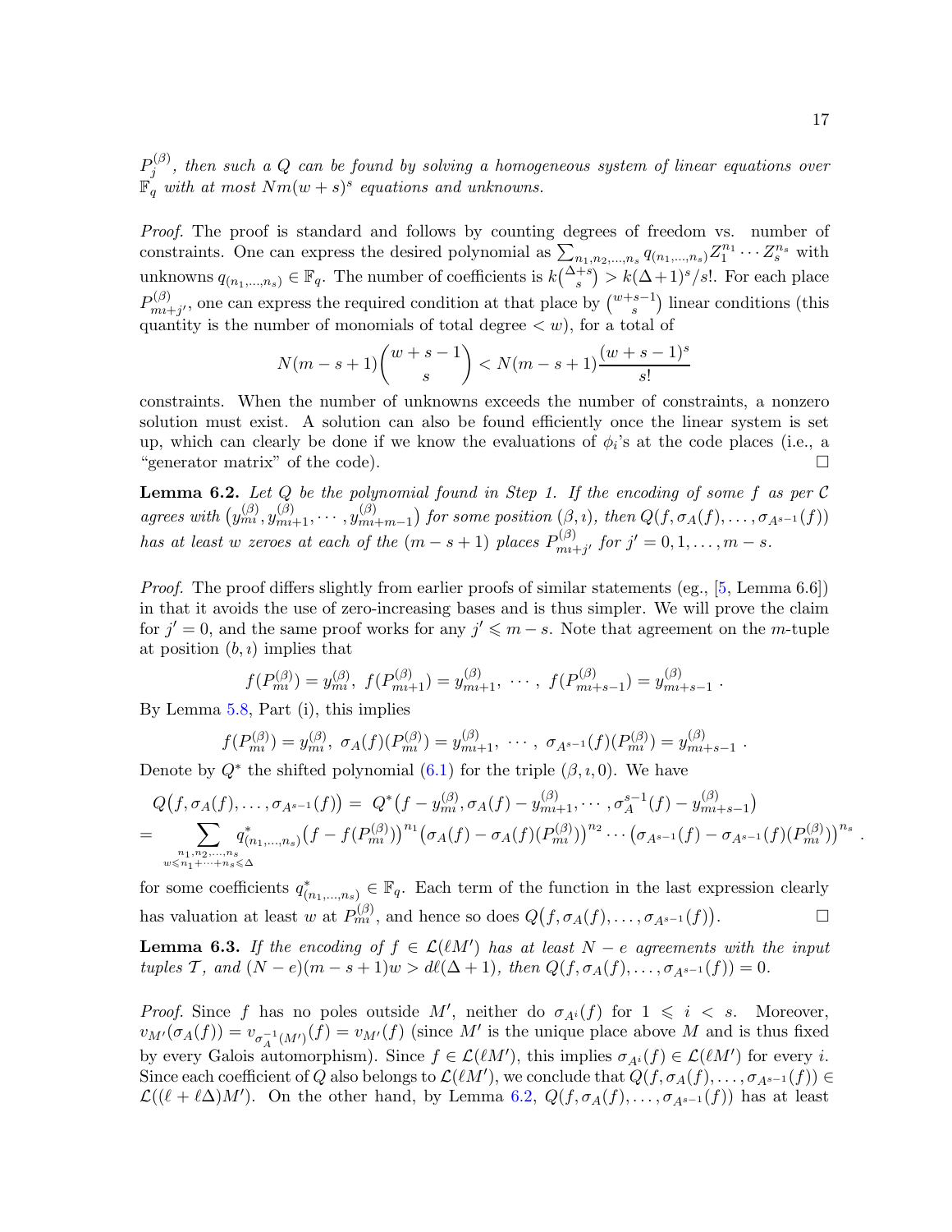$P_j^{(\beta)}$*, then such a $Q$ can be found by solving a homogeneous system of linear equations over $\mathbb{F}_q$ with at most $Nm(w+s)^s$ equations and unknowns.*

*Proof.* The proof is standard and follows by counting degrees of freedom vs. number of constraints. One can express the desired polynomial as $\sum_{n_1,n_2,\ldots,n_s} q_{(n_1,\ldots,n_s)} Z_1^{n_1}\cdots Z_s^{n_s}$ with unknowns $q_{(n_1,\ldots,n_s)} \in \mathbb{F}_q$. The number of coefficients is $k\binom{\Delta+s}{s} > k(\Delta+1)^s/s!$. For each place $P_{m\imath+j'}^{(\beta)}$, one can express the required condition at that place by $\binom{w+s-1}{s}$ linear conditions (this quantity is the number of monomials of total degree $< w$), for a total of

$$N(m-s+1)\binom{w+s-1}{s} < N(m-s+1)\frac{(w+s-1)^s}{s!}$$

constraints. When the number of unknowns exceeds the number of constraints, a nonzero solution must exist. A solution can also be found efficiently once the linear system is set up, which can clearly be done if we know the evaluations of $\phi_i$'s at the code places (i.e., a "generator matrix" of the code). □

**Lemma 6.2.** *Let $Q$ be the polynomial found in Step 1. If the encoding of some $f$ as per $\mathcal{C}$ agrees with $\big(y_{m\imath}^{(\beta)}, y_{m\imath+1}^{(\beta)}, \cdots, y_{m\imath+m-1}^{(\beta)}\big)$ for some position $(\beta,\imath)$, then $Q(f,\sigma_A(f),\ldots,\sigma_{A^{s-1}}(f))$ has at least $w$ zeroes at each of the $(m-s+1)$ places $P_{m\imath+j'}^{(\beta)}$ for $j'=0,1,\ldots,m-s$.*

*Proof.* The proof differs slightly from earlier proofs of similar statements (eg., [5, Lemma 6.6]) in that it avoids the use of zero-increasing bases and is thus simpler. We will prove the claim for $j'=0$, and the same proof works for any $j' \leqslant m-s$. Note that agreement on the $m$-tuple at position $(b,\imath)$ implies that

$$f(P_{m\imath}^{(\beta)}) = y_{m\imath}^{(\beta)},\ f(P_{m\imath+1}^{(\beta)}) = y_{m\imath+1}^{(\beta)},\ \cdots,\ f(P_{m\imath+s-1}^{(\beta)}) = y_{m\imath+s-1}^{(\beta)}\ .$$

By Lemma 5.8, Part (i), this implies

$$f(P_{m\imath}^{(\beta)}) = y_{m\imath}^{(\beta)},\ \sigma_A(f)(P_{m\imath}^{(\beta)}) = y_{m\imath+1}^{(\beta)},\ \cdots,\ \sigma_{A^{s-1}}(f)(P_{m\imath}^{(\beta)}) = y_{m\imath+s-1}^{(\beta)}\ .$$

Denote by $Q^*$ the shifted polynomial (6.1) for the triple $(\beta,\imath,0)$. We have

$$\begin{aligned}
&Q\big(f,\sigma_A(f),\ldots,\sigma_{A^{s-1}}(f)\big) = Q^*\big(f-y_{m\imath}^{(\beta)}, \sigma_A(f)-y_{m\imath+1}^{(\beta)},\cdots,\sigma_A^{s-1}(f)-y_{m\imath+s-1}^{(\beta)}\big)\\
&= \sum_{\substack{n_1,n_2,\ldots,n_s\\ w\leqslant n_1+\cdots+n_s\leqslant\Delta}} q^*_{(n_1,\ldots,n_s)}\big(f-f(P_{m\imath}^{(\beta)})\big)^{n_1}\big(\sigma_A(f)-\sigma_A(f)(P_{m\imath}^{(\beta)})\big)^{n_2}\cdots\big(\sigma_{A^{s-1}}(f)-\sigma_{A^{s-1}}(f)(P_{m\imath}^{(\beta)})\big)^{n_s}\ .
\end{aligned}$$

for some coefficients $q^*_{(n_1,\ldots,n_s)} \in \mathbb{F}_q$. Each term of the function in the last expression clearly has valuation at least $w$ at $P_{m\imath}^{(\beta)}$, and hence so does $Q\big(f,\sigma_A(f),\ldots,\sigma_{A^{s-1}}(f)\big)$. □

**Lemma 6.3.** *If the encoding of $f \in \mathcal{L}(\ell M')$ has at least $N-e$ agreements with the input tuples $\mathcal{T}$, and $(N-e)(m-s+1)w > d\ell(\Delta+1)$, then $Q(f,\sigma_A(f),\ldots,\sigma_{A^{s-1}}(f)) = 0$.*

*Proof.* Since $f$ has no poles outside $M'$, neither do $\sigma_{A^i}(f)$ for $1 \leqslant i < s$. Moreover, $v_{M'}(\sigma_A(f)) = v_{\sigma_A^{-1}(M')}(f) = v_{M'}(f)$ (since $M'$ is the unique place above $M$ and is thus fixed by every Galois automorphism). Since $f \in \mathcal{L}(\ell M')$, this implies $\sigma_{A^i}(f) \in \mathcal{L}(\ell M')$ for every $i$. Since each coefficient of $Q$ also belongs to $\mathcal{L}(\ell M')$, we conclude that $Q(f,\sigma_A(f),\ldots,\sigma_{A^{s-1}}(f)) \in \mathcal{L}((\ell+\ell\Delta)M')$. On the other hand, by Lemma 6.2, $Q(f,\sigma_A(f),\ldots,\sigma_{A^{s-1}}(f))$ has at least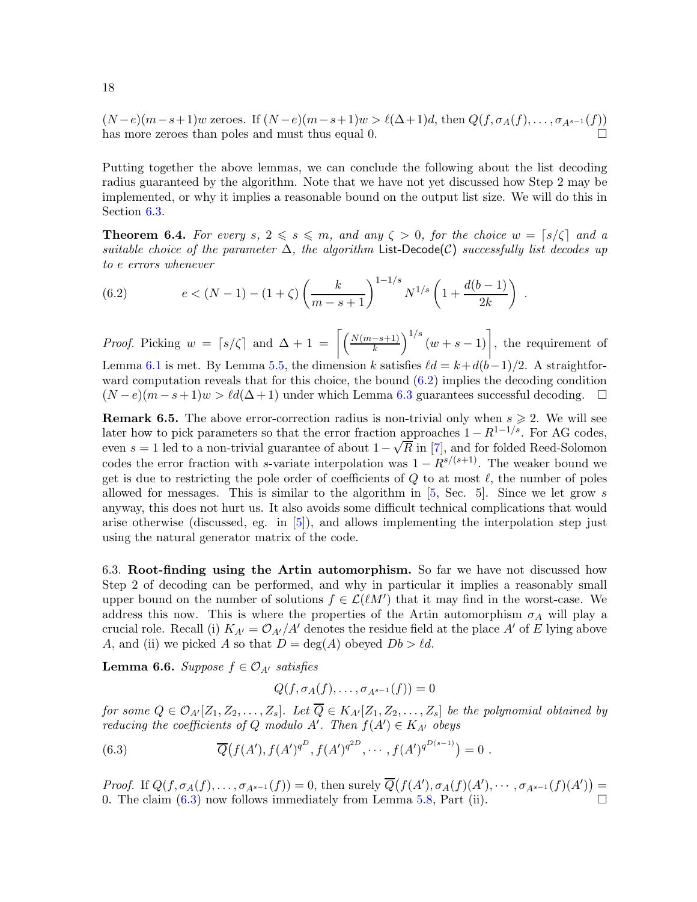$(N-e)(m-s+1)w$ zeroes. If $(N-e)(m-s+1)w > \ell(\Delta+1)d$, then $Q(f, \sigma_A(f), \ldots, \sigma_{A^{s-1}}(f))$ has more zeroes than poles and must thus equal 0. □

Putting together the above lemmas, we can conclude the following about the list decoding radius guaranteed by the algorithm. Note that we have not yet discussed how Step 2 may be implemented, or why it implies a reasonable bound on the output list size. We will do this in Section 6.3.

**Theorem 6.4.** *For every $s$, $2 \leqslant s \leqslant m$, and any $\zeta > 0$, for the choice $w = \lceil s/\zeta \rceil$ and a suitable choice of the parameter $\Delta$, the algorithm* List-Decode($\mathcal{C}$) *successfully list decodes up to $e$ errors whenever*

$$e < (N-1) - (1+\zeta)\left(\frac{k}{m-s+1}\right)^{1-1/s} N^{1/s}\left(1 + \frac{d(b-1)}{2k}\right) . \tag{6.2}$$

*Proof.* Picking $w = \lceil s/\zeta \rceil$ and $\Delta + 1 = \left\lceil \left(\frac{N(m-s+1)}{k}\right)^{1/s}(w+s-1)\right\rceil$, the requirement of Lemma 6.1 is met. By Lemma 5.5, the dimension $k$ satisfies $\ell d = k + d(b-1)/2$. A straightforward computation reveals that for this choice, the bound (6.2) implies the decoding condition $(N-e)(m-s+1)w > \ell d(\Delta+1)$ under which Lemma 6.3 guarantees successful decoding. □

**Remark 6.5.** The above error-correction radius is non-trivial only when $s \geqslant 2$. We will see later how to pick parameters so that the error fraction approaches $1 - R^{1-1/s}$. For AG codes, even $s = 1$ led to a non-trivial guarantee of about $1 - \sqrt{R}$ in [7], and for folded Reed-Solomon codes the error fraction with $s$-variate interpolation was $1 - R^{s/(s+1)}$. The weaker bound we get is due to restricting the pole order of coefficients of $Q$ to at most $\ell$, the number of poles allowed for messages. This is similar to the algorithm in [5, Sec. 5]. Since we let grow $s$ anyway, this does not hurt us. It also avoids some difficult technical complications that would arise otherwise (discussed, eg. in [5]), and allows implementing the interpolation step just using the natural generator matrix of the code.

6.3. **Root-finding using the Artin automorphism.** So far we have not discussed how Step 2 of decoding can be performed, and why in particular it implies a reasonably small upper bound on the number of solutions $f \in \mathcal{L}(\ell M')$ that it may find in the worst-case. We address this now. This is where the properties of the Artin automorphism $\sigma_A$ will play a crucial role. Recall (i) $K_{A'} = \mathcal{O}_{A'}/A'$ denotes the residue field at the place $A'$ of $E$ lying above $A$, and (ii) we picked $A$ so that $D = \deg(A)$ obeyed $Db > \ell d$.

**Lemma 6.6.** *Suppose $f \in \mathcal{O}_{A'}$ satisfies*

$$Q(f, \sigma_A(f), \ldots, \sigma_{A^{s-1}}(f)) = 0$$

*for some $Q \in \mathcal{O}_{A'}[Z_1, Z_2, \ldots, Z_s]$. Let $\overline{Q} \in K_{A'}[Z_1, Z_2, \ldots, Z_s]$ be the polynomial obtained by reducing the coefficients of $Q$ modulo $A'$. Then $f(A') \in K_{A'}$ obeys*

$$\overline{Q}\big(f(A'), f(A')^{q^D}, f(A')^{q^{2D}}, \cdots, f(A')^{q^{D(s-1)}}\big) = 0 . \tag{6.3}$$

*Proof.* If $Q(f, \sigma_A(f), \ldots, \sigma_{A^{s-1}}(f)) = 0$, then surely $\overline{Q}\big(f(A'), \sigma_A(f)(A'), \cdots, \sigma_{A^{s-1}}(f)(A')\big) = 0$. The claim (6.3) now follows immediately from Lemma 5.8, Part (ii). □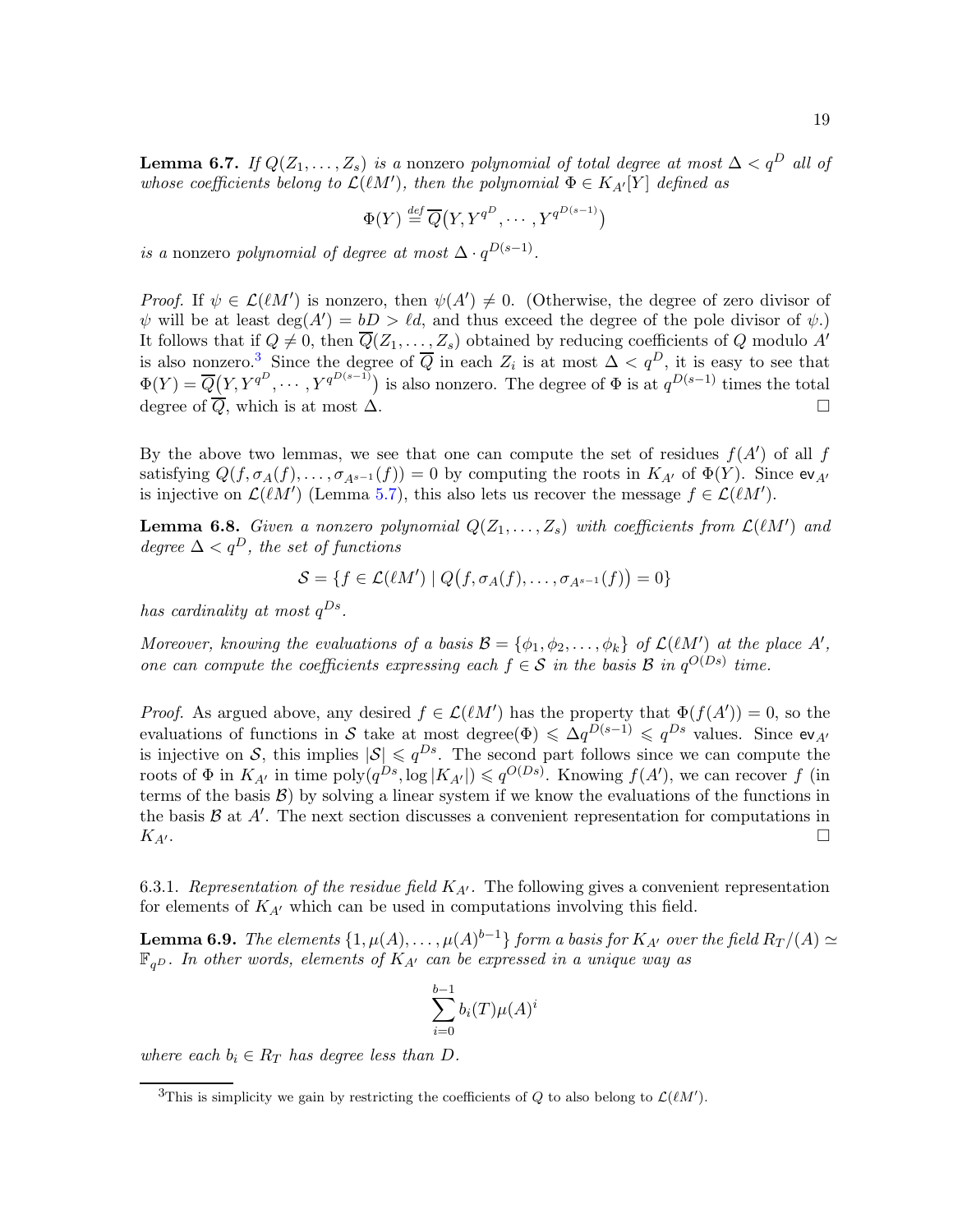**Lemma 6.7.** *If $Q(Z_1, \ldots, Z_s)$ is a* nonzero *polynomial of total degree at most $\Delta < q^D$ all of whose coefficients belong to $\mathcal{L}(\ell M')$, then the polynomial $\Phi \in K_{A'}[Y]$ defined as*

$$\Phi(Y) \stackrel{def}{=} \overline{Q}\big(Y, Y^{q^D}, \cdots, Y^{q^{D(s-1)}}\big)$$

*is a* nonzero *polynomial of degree at most $\Delta \cdot q^{D(s-1)}$.*

*Proof.* If $\psi \in \mathcal{L}(\ell M')$ is nonzero, then $\psi(A') \neq 0$. (Otherwise, the degree of zero divisor of $\psi$ will be at least $\deg(A') = bD > \ell d$, and thus exceed the degree of the pole divisor of $\psi$.) It follows that if $Q \neq 0$, then $\overline{Q}(Z_1, \ldots, Z_s)$ obtained by reducing coefficients of $Q$ modulo $A'$ is also nonzero.[3] Since the degree of $\overline{Q}$ in each $Z_i$ is at most $\Delta < q^D$, it is easy to see that $\Phi(Y) = \overline{Q}\big(Y, Y^{q^D}, \cdots, Y^{q^{D(s-1)}}\big)$ is also nonzero. The degree of $\Phi$ is at $q^{D(s-1)}$ times the total degree of $\overline{Q}$, which is at most $\Delta$. □

By the above two lemmas, we see that one can compute the set of residues $f(A')$ of all $f$ satisfying $Q(f, \sigma_A(f), \ldots, \sigma_{A^{s-1}}(f)) = 0$ by computing the roots in $K_{A'}$ of $\Phi(Y)$. Since $\mathsf{ev}_{A'}$ is injective on $\mathcal{L}(\ell M')$ (Lemma 5.7), this also lets us recover the message $f \in \mathcal{L}(\ell M')$.

**Lemma 6.8.** *Given a nonzero polynomial $Q(Z_1, \ldots, Z_s)$ with coefficients from $\mathcal{L}(\ell M')$ and degree $\Delta < q^D$, the set of functions*

$$\mathcal{S} = \{f \in \mathcal{L}(\ell M') \mid Q\big(f, \sigma_A(f), \ldots, \sigma_{A^{s-1}}(f)\big) = 0\}$$

*has cardinality at most $q^{Ds}$.*

*Moreover, knowing the evaluations of a basis $\mathcal{B} = \{\phi_1, \phi_2, \ldots, \phi_k\}$ of $\mathcal{L}(\ell M')$ at the place $A'$, one can compute the coefficients expressing each $f \in \mathcal{S}$ in the basis $\mathcal{B}$ in $q^{O(Ds)}$ time.*

*Proof.* As argued above, any desired $f \in \mathcal{L}(\ell M')$ has the property that $\Phi(f(A')) = 0$, so the evaluations of functions in $\mathcal{S}$ take at most degree$(\Phi) \leqslant \Delta q^{D(s-1)} \leqslant q^{Ds}$ values. Since $\mathsf{ev}_{A'}$ is injective on $\mathcal{S}$, this implies $|\mathcal{S}| \leqslant q^{Ds}$. The second part follows since we can compute the roots of $\Phi$ in $K_{A'}$ in time $\mathrm{poly}(q^{Ds}, \log |K_{A'}|) \leqslant q^{O(Ds)}$. Knowing $f(A')$, we can recover $f$ (in terms of the basis $\mathcal{B}$) by solving a linear system if we know the evaluations of the functions in the basis $\mathcal{B}$ at $A'$. The next section discusses a convenient representation for computations in $K_{A'}$. □

6.3.1. *Representation of the residue field $K_{A'}$.* The following gives a convenient representation for elements of $K_{A'}$ which can be used in computations involving this field.

**Lemma 6.9.** *The elements $\{1, \mu(A), \ldots, \mu(A)^{b-1}\}$ form a basis for $K_{A'}$ over the field $R_T/(A) \simeq \mathbb{F}_{q^D}$. In other words, elements of $K_{A'}$ can be expressed in a unique way as*

$$\sum_{i=0}^{b-1} b_i(T)\mu(A)^i$$

*where each $b_i \in R_T$ has degree less than $D$.*

[3] This is simplicity we gain by restricting the coefficients of $Q$ to also belong to $\mathcal{L}(\ell M')$.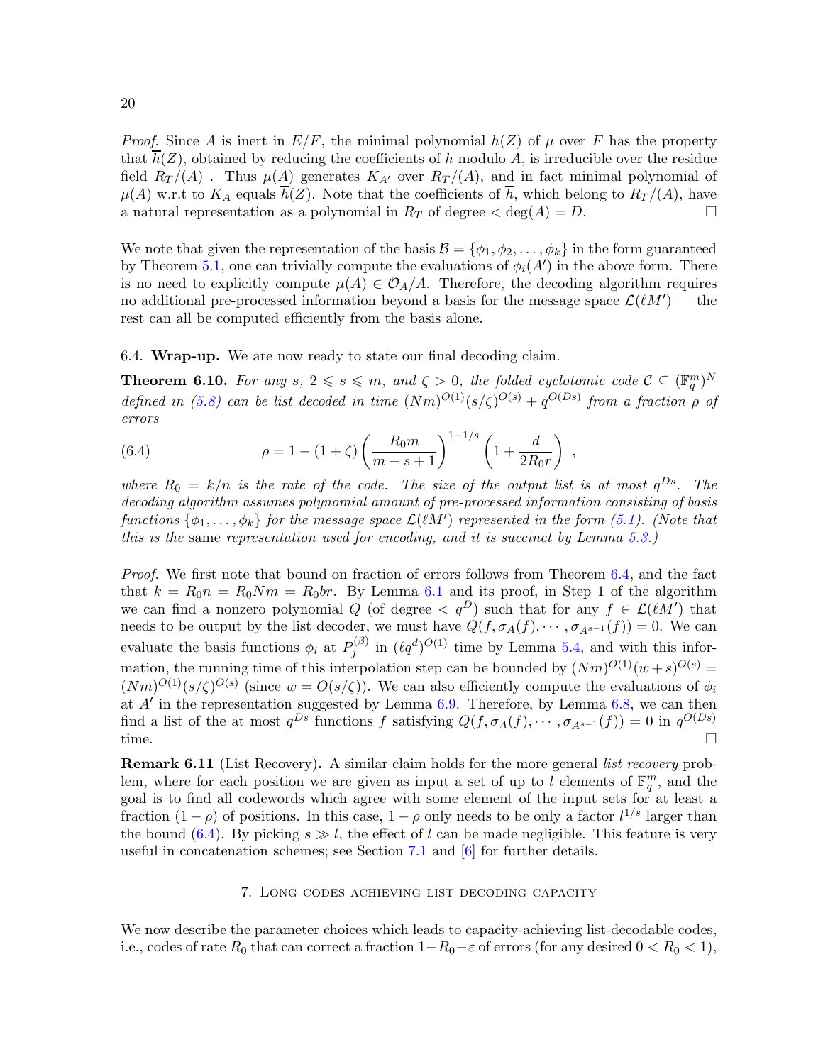*Proof.* Since $A$ is inert in $E/F$, the minimal polynomial $h(Z)$ of $\mu$ over $F$ has the property that $\overline{h}(Z)$, obtained by reducing the coefficients of $h$ modulo $A$, is irreducible over the residue field $R_T/(A)$ . Thus $\mu(A)$ generates $K_{A'}$ over $R_T/(A)$, and in fact minimal polynomial of $\mu(A)$ w.r.t to $K_A$ equals $\overline{h}(Z)$. Note that the coefficients of $\overline{h}$, which belong to $R_T/(A)$, have a natural representation as a polynomial in $R_T$ of degree $< \deg(A) = D$. □

We note that given the representation of the basis $\mathcal{B} = \{\phi_1, \phi_2, \ldots, \phi_k\}$ in the form guaranteed by Theorem 5.1, one can trivially compute the evaluations of $\phi_i(A')$ in the above form. There is no need to explicitly compute $\mu(A) \in \mathcal{O}_A/A$. Therefore, the decoding algorithm requires no additional pre-processed information beyond a basis for the message space $\mathcal{L}(\ell M')$ — the rest can all be computed efficiently from the basis alone.

### 6.4. Wrap-up.

We are now ready to state our final decoding claim.

**Theorem 6.10.** *For any $s$, $2 \leqslant s \leqslant m$, and $\zeta > 0$, the folded cyclotomic code $\mathcal{C} \subseteq (\mathbb{F}_q^m)^N$ defined in (5.8) can be list decoded in time $(Nm)^{O(1)}(s/\zeta)^{O(s)} + q^{O(Ds)}$ from a fraction $\rho$ of errors*

$$\rho = 1 - (1+\zeta)\left(\frac{R_0 m}{m-s+1}\right)^{1-1/s}\left(1 + \frac{d}{2R_0 r}\right) , \tag{6.4}$$

*where $R_0 = k/n$ is the rate of the code. The size of the output list is at most $q^{Ds}$. The decoding algorithm assumes polynomial amount of pre-processed information consisting of basis functions $\{\phi_1, \ldots, \phi_k\}$ for the message space $\mathcal{L}(\ell M')$ represented in the form (5.1). (Note that this is the* same *representation used for encoding, and it is succinct by Lemma 5.3.)*

*Proof.* We first note that bound on fraction of errors follows from Theorem 6.4, and the fact that $k = R_0 n = R_0 N m = R_0 b r$. By Lemma 6.1 and its proof, in Step 1 of the algorithm we can find a nonzero polynomial $Q$ (of degree $< q^D$) such that for any $f \in \mathcal{L}(\ell M')$ that needs to be output by the list decoder, we must have $Q(f, \sigma_A(f), \cdots, \sigma_{A^{s-1}}(f)) = 0$. We can evaluate the basis functions $\phi_i$ at $P_j^{(\beta)}$ in $(\ell q^d)^{O(1)}$ time by Lemma 5.4, and with this information, the running time of this interpolation step can be bounded by $(Nm)^{O(1)}(w+s)^{O(s)} = (Nm)^{O(1)}(s/\zeta)^{O(s)}$ (since $w = O(s/\zeta)$). We can also efficiently compute the evaluations of $\phi_i$ at $A'$ in the representation suggested by Lemma 6.9. Therefore, by Lemma 6.8, we can then find a list of the at most $q^{Ds}$ functions $f$ satisfying $Q(f, \sigma_A(f), \cdots, \sigma_{A^{s-1}}(f)) = 0$ in $q^{O(Ds)}$ time. □

**Remark 6.11** (List Recovery)**.** A similar claim holds for the more general *list recovery* problem, where for each position we are given as input a set of up to $l$ elements of $\mathbb{F}_q^m$, and the goal is to find all codewords which agree with some element of the input sets for at least a fraction $(1-\rho)$ of positions. In this case, $1-\rho$ only needs to be only a factor $l^{1/s}$ larger than the bound (6.4). By picking $s \gg l$, the effect of $l$ can be made negligible. This feature is very useful in concatenation schemes; see Section 7.1 and [6] for further details.

## 7. Long codes achieving list decoding capacity

We now describe the parameter choices which leads to capacity-achieving list-decodable codes, i.e., codes of rate $R_0$ that can correct a fraction $1-R_0-\varepsilon$ of errors (for any desired $0 < R_0 < 1$),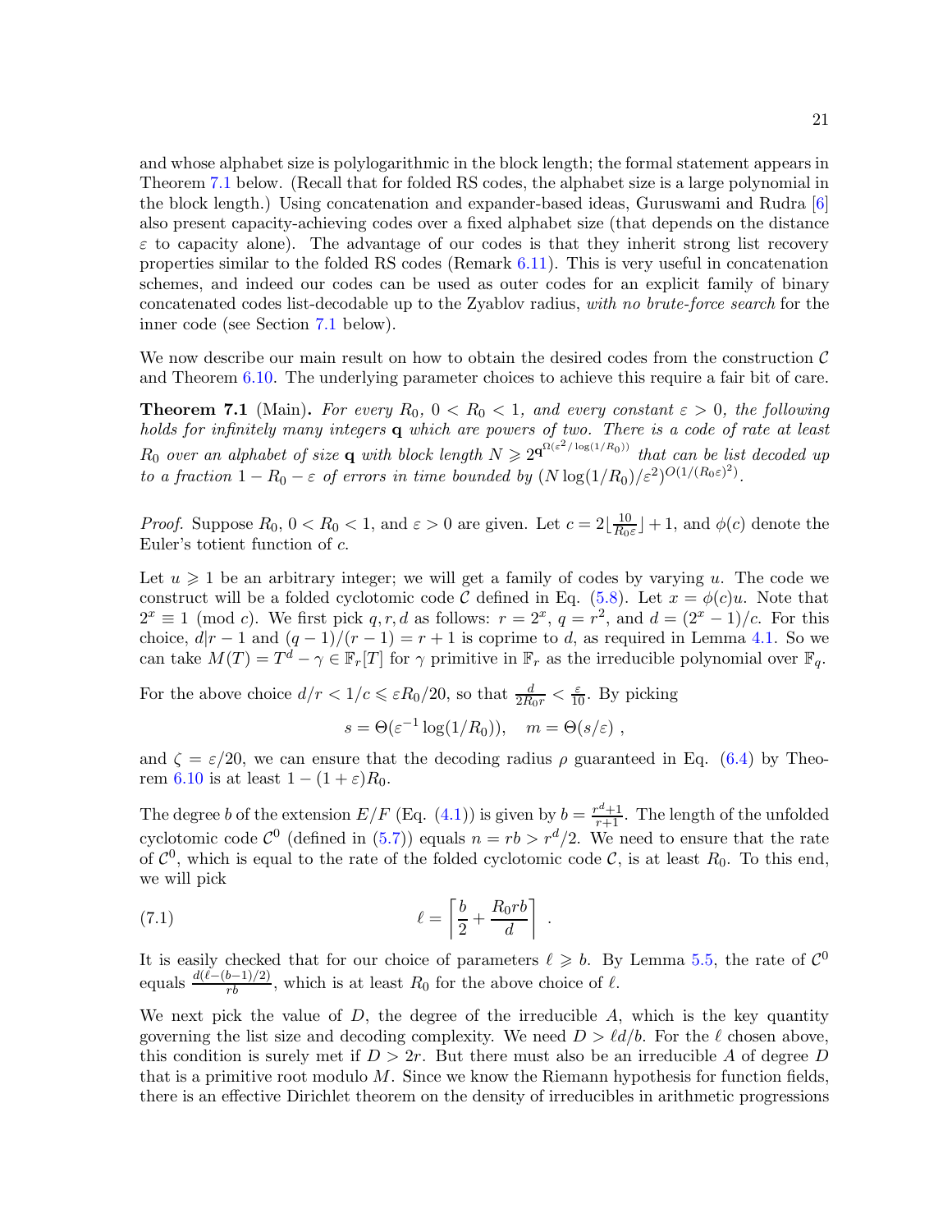and whose alphabet size is polylogarithmic in the block length; the formal statement appears in Theorem 7.1 below. (Recall that for folded RS codes, the alphabet size is a large polynomial in the block length.) Using concatenation and expander-based ideas, Guruswami and Rudra [6] also present capacity-achieving codes over a fixed alphabet size (that depends on the distance $\varepsilon$ to capacity alone). The advantage of our codes is that they inherit strong list recovery properties similar to the folded RS codes (Remark 6.11). This is very useful in concatenation schemes, and indeed our codes can be used as outer codes for an explicit family of binary concatenated codes list-decodable up to the Zyablov radius, *with no brute-force search* for the inner code (see Section 7.1 below).

We now describe our main result on how to obtain the desired codes from the construction $\mathcal{C}$ and Theorem 6.10. The underlying parameter choices to achieve this require a fair bit of care.

**Theorem 7.1** (Main). *For every $R_0$, $0 < R_0 < 1$, and every constant $\varepsilon > 0$, the following holds for infinitely many integers $\mathbf{q}$ which are powers of two. There is a code of rate at least $R_0$ over an alphabet of size $\mathbf{q}$ with block length $N \geqslant 2^{\mathbf{q}^{\Omega(\varepsilon^2/\log(1/R_0))}}$ that can be list decoded up to a fraction $1 - R_0 - \varepsilon$ of errors in time bounded by $(N \log(1/R_0)/\varepsilon^2)^{O(1/(R_0\varepsilon)^2)}$.*

*Proof.* Suppose $R_0$, $0 < R_0 < 1$, and $\varepsilon > 0$ are given. Let $c = 2\lfloor \frac{10}{R_0 \varepsilon} \rfloor + 1$, and $\phi(c)$ denote the Euler's totient function of $c$.

Let $u \geqslant 1$ be an arbitrary integer; we will get a family of codes by varying $u$. The code we construct will be a folded cyclotomic code $\mathcal{C}$ defined in Eq. (5.8). Let $x = \phi(c)u$. Note that $2^x \equiv 1 \pmod{c}$. We first pick $q, r, d$ as follows: $r = 2^x$, $q = r^2$, and $d = (2^x - 1)/c$. For this choice, $d | r - 1$ and $(q-1)/(r-1) = r+1$ is coprime to $d$, as required in Lemma 4.1. So we can take $M(T) = T^d - \gamma \in \mathbb{F}_r[T]$ for $\gamma$ primitive in $\mathbb{F}_r$ as the irreducible polynomial over $\mathbb{F}_q$.

For the above choice $d/r < 1/c \leqslant \varepsilon R_0/20$, so that $\frac{d}{2R_0 r} < \frac{\varepsilon}{10}$. By picking

$$s = \Theta(\varepsilon^{-1} \log(1/R_0)), \quad m = \Theta(s/\varepsilon) \ ,$$

and $\zeta = \varepsilon/20$, we can ensure that the decoding radius $\rho$ guaranteed in Eq. (6.4) by Theorem 6.10 is at least $1 - (1+\varepsilon)R_0$.

The degree $b$ of the extension $E/F$ (Eq. (4.1)) is given by $b = \frac{r^d+1}{r+1}$. The length of the unfolded cyclotomic code $\mathcal{C}^0$ (defined in (5.7)) equals $n = rb > r^d/2$. We need to ensure that the rate of $\mathcal{C}^0$, which is equal to the rate of the folded cyclotomic code $\mathcal{C}$, is at least $R_0$. To this end, we will pick

$$\ell = \left\lceil \frac{b}{2} + \frac{R_0 r b}{d} \right\rceil \ . \tag{7.1}$$

It is easily checked that for our choice of parameters $\ell \geqslant b$. By Lemma 5.5, the rate of $\mathcal{C}^0$ equals $\frac{d(\ell-(b-1)/2)}{rb}$, which is at least $R_0$ for the above choice of $\ell$.

We next pick the value of $D$, the degree of the irreducible $A$, which is the key quantity governing the list size and decoding complexity. We need $D > \ell d/b$. For the $\ell$ chosen above, this condition is surely met if $D > 2r$. But there must also be an irreducible $A$ of degree $D$ that is a primitive root modulo $M$. Since we know the Riemann hypothesis for function fields, there is an effective Dirichlet theorem on the density of irreducibles in arithmetic progressions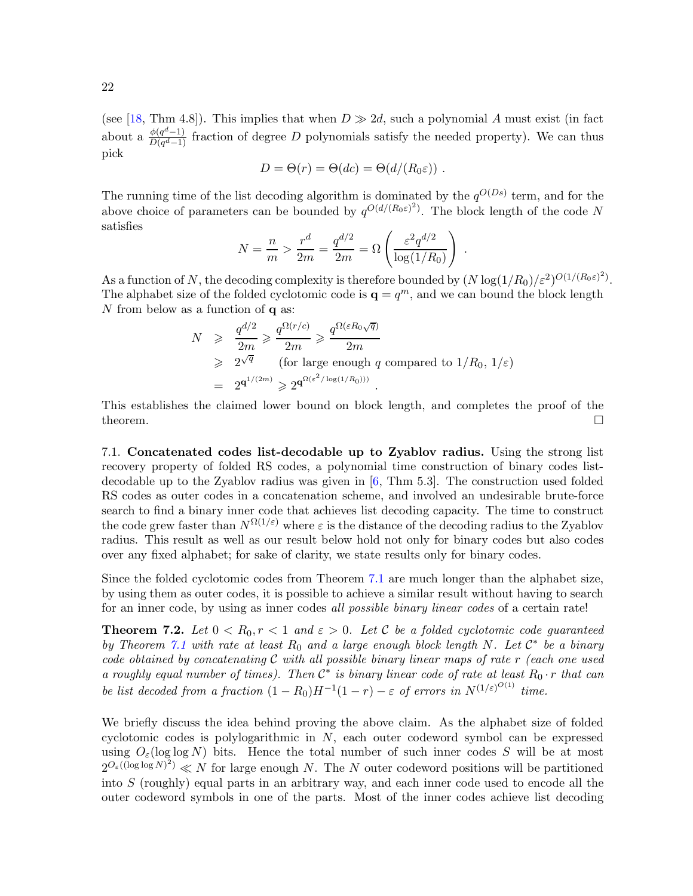(see [18, Thm 4.8]). This implies that when $D \gg 2d$, such a polynomial $A$ must exist (in fact about a $\frac{\phi(q^d-1)}{D(q^d-1)}$ fraction of degree $D$ polynomials satisfy the needed property). We can thus pick

$$D = \Theta(r) = \Theta(dc) = \Theta(d/(R_0\varepsilon)) \ .$$

The running time of the list decoding algorithm is dominated by the $q^{O(Ds)}$ term, and for the above choice of parameters can be bounded by $q^{O(d/(R_0\varepsilon)^2)}$. The block length of the code $N$ satisfies

$$N = \frac{n}{m} > \frac{r^d}{2m} = \frac{q^{d/2}}{2m} = \Omega\left(\frac{\varepsilon^2 q^{d/2}}{\log(1/R_0)}\right) \ .$$

As a function of $N$, the decoding complexity is therefore bounded by $(N\log(1/R_0)/\varepsilon^2)^{O(1/(R_0\varepsilon)^2)}$. The alphabet size of the folded cyclotomic code is $\mathbf{q} = q^m$, and we can bound the block length $N$ from below as a function of $\mathbf{q}$ as:

$$\begin{aligned}
N &\geqslant \frac{q^{d/2}}{2m} \geqslant \frac{q^{\Omega(r/c)}}{2m} \geqslant \frac{q^{\Omega(\varepsilon R_0 \sqrt{q})}}{2m} \\
&\geqslant 2^{\sqrt{q}} \qquad \text{(for large enough } q \text{ compared to } 1/R_0,\ 1/\varepsilon) \\
&= 2^{\mathbf{q}^{1/(2m)}} \geqslant 2^{\mathbf{q}^{\Omega(\varepsilon^2/\log(1/R_0)))}} \ .
\end{aligned}$$

This establishes the claimed lower bound on block length, and completes the proof of the theorem. □

7.1. **Concatenated codes list-decodable up to Zyablov radius.** Using the strong list recovery property of folded RS codes, a polynomial time construction of binary codes list-decodable up to the Zyablov radius was given in [6, Thm 5.3]. The construction used folded RS codes as outer codes in a concatenation scheme, and involved an undesirable brute-force search to find a binary inner code that achieves list decoding capacity. The time to construct the code grew faster than $N^{\Omega(1/\varepsilon)}$ where $\varepsilon$ is the distance of the decoding radius to the Zyablov radius. This result as well as our result below hold not only for binary codes but also codes over any fixed alphabet; for sake of clarity, we state results only for binary codes.

Since the folded cyclotomic codes from Theorem 7.1 are much longer than the alphabet size, by using them as outer codes, it is possible to achieve a similar result without having to search for an inner code, by using as inner codes *all possible binary linear codes* of a certain rate!

**Theorem 7.2.** *Let $0 < R_0, r < 1$ and $\varepsilon > 0$. Let $\mathcal{C}$ be a folded cyclotomic code guaranteed by Theorem 7.1 with rate at least $R_0$ and a large enough block length $N$. Let $\mathcal{C}^*$ be a binary code obtained by concatenating $\mathcal{C}$ with all possible binary linear maps of rate $r$ (each one used a roughly equal number of times). Then $\mathcal{C}^*$ is binary linear code of rate at least $R_0 \cdot r$ that can be list decoded from a fraction $(1-R_0)H^{-1}(1-r) - \varepsilon$ of errors in $N^{(1/\varepsilon)^{O(1)}}$ time.*

We briefly discuss the idea behind proving the above claim. As the alphabet size of folded cyclotomic codes is polylogarithmic in $N$, each outer codeword symbol can be expressed using $O_\varepsilon(\log\log N)$ bits. Hence the total number of such inner codes $S$ will be at most $2^{O_\varepsilon((\log\log N)^2)} \ll N$ for large enough $N$. The $N$ outer codeword positions will be partitioned into $S$ (roughly) equal parts in an arbitrary way, and each inner code used to encode all the outer codeword symbols in one of the parts. Most of the inner codes achieve list decoding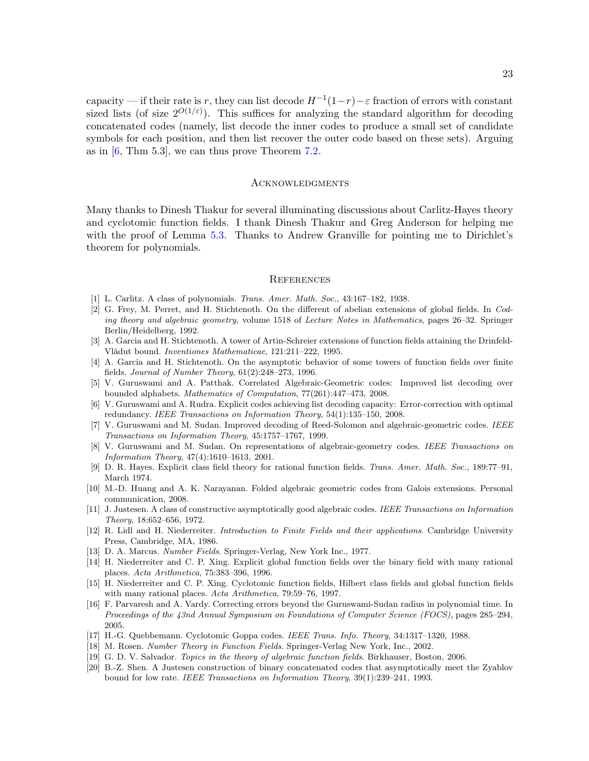capacity — if their rate is $r$, they can list decode $H^{-1}(1-r)-\varepsilon$ fraction of errors with constant sized lists (of size $2^{O(1/\varepsilon)}$). This suffices for analyzing the standard algorithm for decoding concatenated codes (namely, list decode the inner codes to produce a small set of candidate symbols for each position, and then list recover the outer code based on these sets). Arguing as in [6, Thm 5.3], we can thus prove Theorem 7.2.

## Acknowledgments

Many thanks to Dinesh Thakur for several illuminating discussions about Carlitz-Hayes theory and cyclotomic function fields. I thank Dinesh Thakur and Greg Anderson for helping me with the proof of Lemma 5.3. Thanks to Andrew Granville for pointing me to Dirichlet's theorem for polynomials.

## References

[1] L. Carlitz. A class of polynomials. *Trans. Amer. Math. Soc.*, 43:167–182, 1938.

[2] G. Frey, M. Perret, and H. Stichtenoth. On the different of abelian extensions of global fields. In *Coding theory and algebraic geometry*, volume 1518 of *Lecture Notes in Mathematics*, pages 26–32. Springer Berlin/Heidelberg, 1992.

[3] A. Garcia and H. Stichtenoth. A tower of Artin-Schreier extensions of function fields attaining the Drinfeld-Vlădut bound. *Inventiones Mathematicae*, 121:211–222, 1995.

[4] A. Garcia and H. Stichtenoth. On the asymptotic behavior of some towers of function fields over finite fields. *Journal of Number Theory*, 61(2):248–273, 1996.

[5] V. Guruswami and A. Patthak. Correlated Algebraic-Geometric codes: Improved list decoding over bounded alphabets. *Mathematics of Computation*, 77(261):447–473, 2008.

[6] V. Guruswami and A. Rudra. Explicit codes achieving list decoding capacity: Error-correction with optimal redundancy. *IEEE Transactions on Information Theory*, 54(1):135–150, 2008.

[7] V. Guruswami and M. Sudan. Improved decoding of Reed-Solomon and algebraic-geometric codes. *IEEE Transactions on Information Theory*, 45:1757–1767, 1999.

[8] V. Guruswami and M. Sudan. On representations of algebraic-geometry codes. *IEEE Transactions on Information Theory*, 47(4):1610–1613, 2001.

[9] D. R. Hayes. Explicit class field theory for rational function fields. *Trans. Amer. Math. Soc.*, 189:77–91, March 1974.

[10] M.-D. Huang and A. K. Narayanan. Folded algebraic geometric codes from Galois extensions. Personal communication, 2008.

[11] J. Justesen. A class of constructive asymptotically good algebraic codes. *IEEE Transactions on Information Theory*, 18:652–656, 1972.

[12] R. Lidl and H. Niederreiter. *Introduction to Finite Fields and their applications*. Cambridge University Press, Cambridge, MA, 1986.

[13] D. A. Marcus. *Number Fields*. Springer-Verlag, New York Inc., 1977.

[14] H. Niederreiter and C. P. Xing. Explicit global function fields over the binary field with many rational places. *Acta Arithmetica*, 75:383–396, 1996.

[15] H. Niederreiter and C. P. Xing. Cyclotomic function fields, Hilbert class fields and global function fields with many rational places. *Acta Arithmetica*, 79:59–76, 1997.

[16] F. Parvaresh and A. Vardy. Correcting errors beyond the Guruswami-Sudan radius in polynomial time. In *Proceedings of the 43nd Annual Symposium on Foundations of Computer Science (FOCS)*, pages 285–294, 2005.

[17] H.-G. Quebbemann. Cyclotomic Goppa codes. *IEEE Trans. Info. Theory*, 34:1317–1320, 1988.

[18] M. Rosen. *Number Theory in Function Fields*. Springer-Verlag New York, Inc., 2002.

[19] G. D. V. Salvador. *Topics in the theory of algebraic function fields*. Birkhauser, Boston, 2006.

[20] B.-Z. Shen. A Justesen construction of binary concatenated codes that asymptotically meet the Zyablov bound for low rate. *IEEE Transactions on Information Theory*, 39(1):239–241, 1993.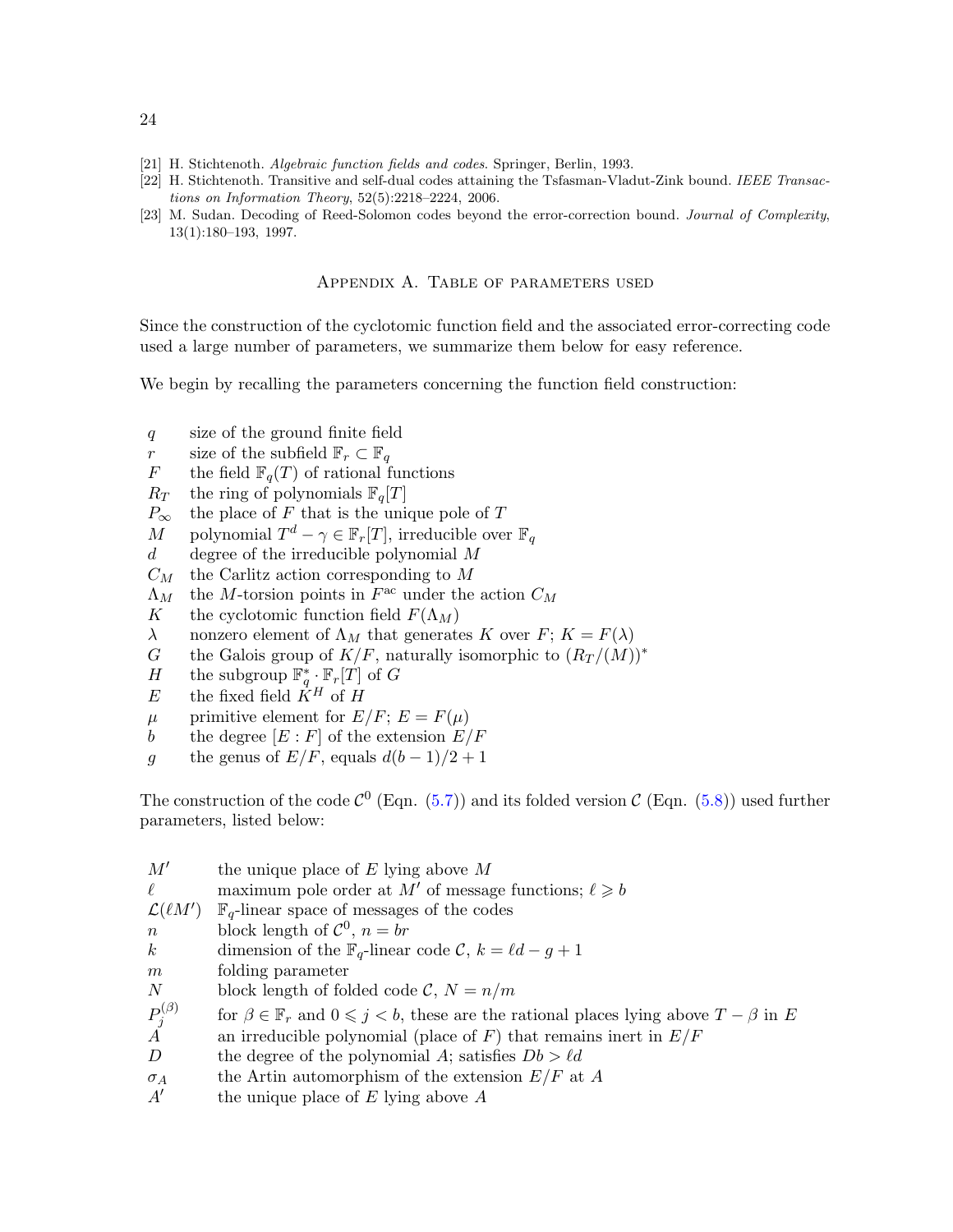[21] H. Stichtenoth. *Algebraic function fields and codes*. Springer, Berlin, 1993.

[22] H. Stichtenoth. Transitive and self-dual codes attaining the Tsfasman-Vladut-Zink bound. *IEEE Transactions on Information Theory*, 52(5):2218–2224, 2006.

[23] M. Sudan. Decoding of Reed-Solomon codes beyond the error-correction bound. *Journal of Complexity*, 13(1):180–193, 1997.

## Appendix A. Table of parameters used

Since the construction of the cyclotomic function field and the associated error-correcting code used a large number of parameters, we summarize them below for easy reference.

We begin by recalling the parameters concerning the function field construction:

| | |
|---|---|
| $q$ | size of the ground finite field |
| $r$ | size of the subfield $\mathbb{F}_r \subset \mathbb{F}_q$ |
| $F$ | the field $\mathbb{F}_q(T)$ of rational functions |
| $R_T$ | the ring of polynomials $\mathbb{F}_q[T]$ |
| $P_\infty$ | the place of $F$ that is the unique pole of $T$ |
| $M$ | polynomial $T^d - \gamma \in \mathbb{F}_r[T]$, irreducible over $\mathbb{F}_q$ |
| $d$ | degree of the irreducible polynomial $M$ |
| $C_M$ | the Carlitz action corresponding to $M$ |
| $\Lambda_M$ | the $M$-torsion points in $F^{\mathrm{ac}}$ under the action $C_M$ |
| $K$ | the cyclotomic function field $F(\Lambda_M)$ |
| $\lambda$ | nonzero element of $\Lambda_M$ that generates $K$ over $F$; $K = F(\lambda)$ |
| $G$ | the Galois group of $K/F$, naturally isomorphic to $(R_T/(M))^*$ |
| $H$ | the subgroup $\mathbb{F}_q^* \cdot \mathbb{F}_r[T]$ of $G$ |
| $E$ | the fixed field $K^H$ of $H$ |
| $\mu$ | primitive element for $E/F$; $E = F(\mu)$ |
| $b$ | the degree $[E : F]$ of the extension $E/F$ |
| $g$ | the genus of $E/F$, equals $d(b-1)/2 + 1$ |

The construction of the code $\mathcal{C}^0$ (Eqn. (5.7)) and its folded version $\mathcal{C}$ (Eqn. (5.8)) used further parameters, listed below:

| | |
|---|---|
| $M'$ | the unique place of $E$ lying above $M$ |
| $\ell$ | maximum pole order at $M'$ of message functions; $\ell \geqslant b$ |
| $\mathcal{L}(\ell M')$ | $\mathbb{F}_q$-linear space of messages of the codes |
| $n$ | block length of $\mathcal{C}^0$, $n = br$ |
| $k$ | dimension of the $\mathbb{F}_q$-linear code $\mathcal{C}$, $k = \ell d - g + 1$ |
| $m$ | folding parameter |
| $N$ | block length of folded code $\mathcal{C}$, $N = n/m$ |
| $P_j^{(\beta)}$ | for $\beta \in \mathbb{F}_r$ and $0 \leqslant j < b$, these are the rational places lying above $T - \beta$ in $E$ |
| $A$ | an irreducible polynomial (place of $F$) that remains inert in $E/F$ |
| $D$ | the degree of the polynomial $A$; satisfies $Db > \ell d$ |
| $\sigma_A$ | the Artin automorphism of the extension $E/F$ at $A$ |
| $A'$ | the unique place of $E$ lying above $A$ |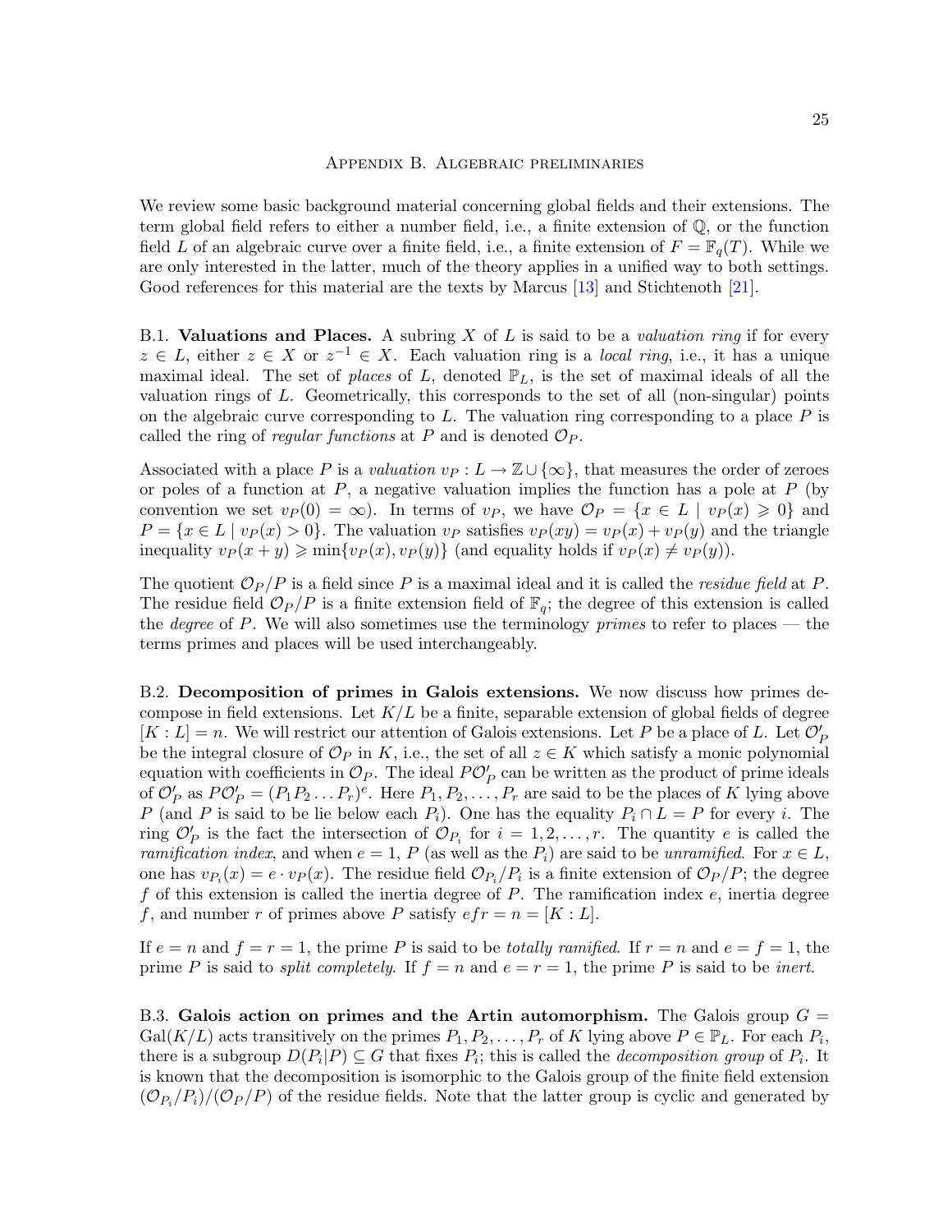## Appendix B. Algebraic preliminaries

We review some basic background material concerning global fields and their extensions. The term global field refers to either a number field, i.e., a finite extension of $\mathbb{Q}$, or the function field $L$ of an algebraic curve over a finite field, i.e., a finite extension of $F = \mathbb{F}_q(T)$. While we are only interested in the latter, much of the theory applies in a unified way to both settings. Good references for this material are the texts by Marcus [13] and Stichtenoth [21].

B.1. **Valuations and Places.** A subring $X$ of $L$ is said to be a *valuation ring* if for every $z \in L$, either $z \in X$ or $z^{-1} \in X$. Each valuation ring is a *local ring*, i.e., it has a unique maximal ideal. The set of *places* of $L$, denoted $\mathbb{P}_L$, is the set of maximal ideals of all the valuation rings of $L$. Geometrically, this corresponds to the set of all (non-singular) points on the algebraic curve corresponding to $L$. The valuation ring corresponding to a place $P$ is called the ring of *regular functions* at $P$ and is denoted $\mathcal{O}_P$.

Associated with a place $P$ is a *valuation* $v_P : L \to \mathbb{Z} \cup \{\infty\}$, that measures the order of zeroes or poles of a function at $P$, a negative valuation implies the function has a pole at $P$ (by convention we set $v_P(0) = \infty$). In terms of $v_P$, we have $\mathcal{O}_P = \{x \in L \mid v_P(x) \geqslant 0\}$ and $P = \{x \in L \mid v_P(x) > 0\}$. The valuation $v_P$ satisfies $v_P(xy) = v_P(x) + v_P(y)$ and the triangle inequality $v_P(x + y) \geqslant \min\{v_P(x), v_P(y)\}$ (and equality holds if $v_P(x) \neq v_P(y)$).

The quotient $\mathcal{O}_P/P$ is a field since $P$ is a maximal ideal and it is called the *residue field* at $P$. The residue field $\mathcal{O}_P/P$ is a finite extension field of $\mathbb{F}_q$; the degree of this extension is called the *degree* of $P$. We will also sometimes use the terminology *primes* to refer to places — the terms primes and places will be used interchangeably.

B.2. **Decomposition of primes in Galois extensions.** We now discuss how primes decompose in field extensions. Let $K/L$ be a finite, separable extension of global fields of degree $[K : L] = n$. We will restrict our attention of Galois extensions. Let $P$ be a place of $L$. Let $\mathcal{O}'_P$ be the integral closure of $\mathcal{O}_P$ in $K$, i.e., the set of all $z \in K$ which satisfy a monic polynomial equation with coefficients in $\mathcal{O}_P$. The ideal $P\mathcal{O}'_P$ can be written as the product of prime ideals of $\mathcal{O}'_P$ as $P\mathcal{O}'_P = (P_1 P_2 \dots P_r)^e$. Here $P_1, P_2, \dots, P_r$ are said to be the places of $K$ lying above $P$ (and $P$ is said to be lie below each $P_i$). One has the equality $P_i \cap L = P$ for every $i$. The ring $\mathcal{O}'_P$ is the fact the intersection of $\mathcal{O}_{P_i}$ for $i = 1, 2, \dots, r$. The quantity $e$ is called the *ramification index*, and when $e = 1$, $P$ (as well as the $P_i$) are said to be *unramified*. For $x \in L$, one has $v_{P_i}(x) = e \cdot v_P(x)$. The residue field $\mathcal{O}_{P_i}/P_i$ is a finite extension of $\mathcal{O}_P/P$; the degree $f$ of this extension is called the inertia degree of $P$. The ramification index $e$, inertia degree $f$, and number $r$ of primes above $P$ satisfy $efr = n = [K : L]$.

If $e = n$ and $f = r = 1$, the prime $P$ is said to be *totally ramified*. If $r = n$ and $e = f = 1$, the prime $P$ is said to *split completely*. If $f = n$ and $e = r = 1$, the prime $P$ is said to be *inert*.

B.3. **Galois action on primes and the Artin automorphism.** The Galois group $G = \mathrm{Gal}(K/L)$ acts transitively on the primes $P_1, P_2, \dots, P_r$ of $K$ lying above $P \in \mathbb{P}_L$. For each $P_i$, there is a subgroup $D(P_i|P) \subseteq G$ that fixes $P_i$; this is called the *decomposition group* of $P_i$. It is known that the decomposition is isomorphic to the Galois group of the finite field extension $(\mathcal{O}_{P_i}/P_i)/(\mathcal{O}_P/P)$ of the residue fields. Note that the latter group is cyclic and generated by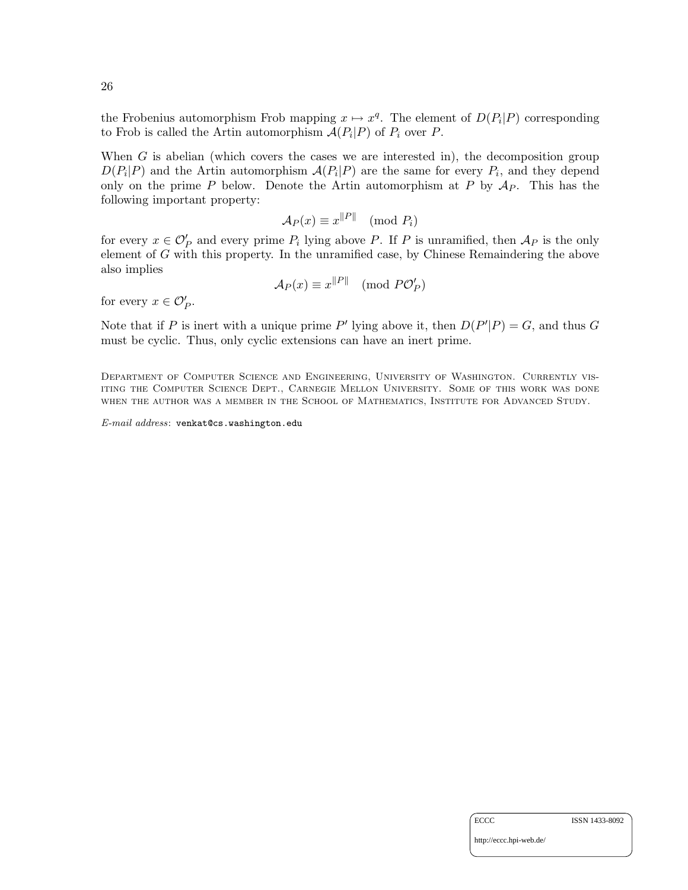the Frobenius automorphism Frob mapping $x \mapsto x^q$. The element of $D(P_i|P)$ corresponding to Frob is called the Artin automorphism $\mathcal{A}(P_i|P)$ of $P_i$ over $P$.

When $G$ is abelian (which covers the cases we are interested in), the decomposition group $D(P_i|P)$ and the Artin automorphism $\mathcal{A}(P_i|P)$ are the same for every $P_i$, and they depend only on the prime $P$ below. Denote the Artin automorphism at $P$ by $\mathcal{A}_P$. This has the following important property:

$$\mathcal{A}_P(x) \equiv x^{\|P\|} \pmod{P_i}$$

for every $x \in \mathcal{O}'_P$ and every prime $P_i$ lying above $P$. If $P$ is unramified, then $\mathcal{A}_P$ is the only element of $G$ with this property. In the unramified case, by Chinese Remaindering the above also implies

$$\mathcal{A}_P(x) \equiv x^{\|P\|} \pmod{P\mathcal{O}'_P}$$

for every $x \in \mathcal{O}'_P$.

Note that if $P$ is inert with a unique prime $P'$ lying above it, then $D(P'|P) = G$, and thus $G$ must be cyclic. Thus, only cyclic extensions can have an inert prime.

Department of Computer Science and Engineering, University of Washington. Currently visiting the Computer Science Dept., Carnegie Mellon University. Some of this work was done when the author was a member in the School of Mathematics, Institute for Advanced Study.

*E-mail address*: `venkat@cs.washington.edu`

ECCC ISSN 1433-8092

http://eccc.hpi-web.de/